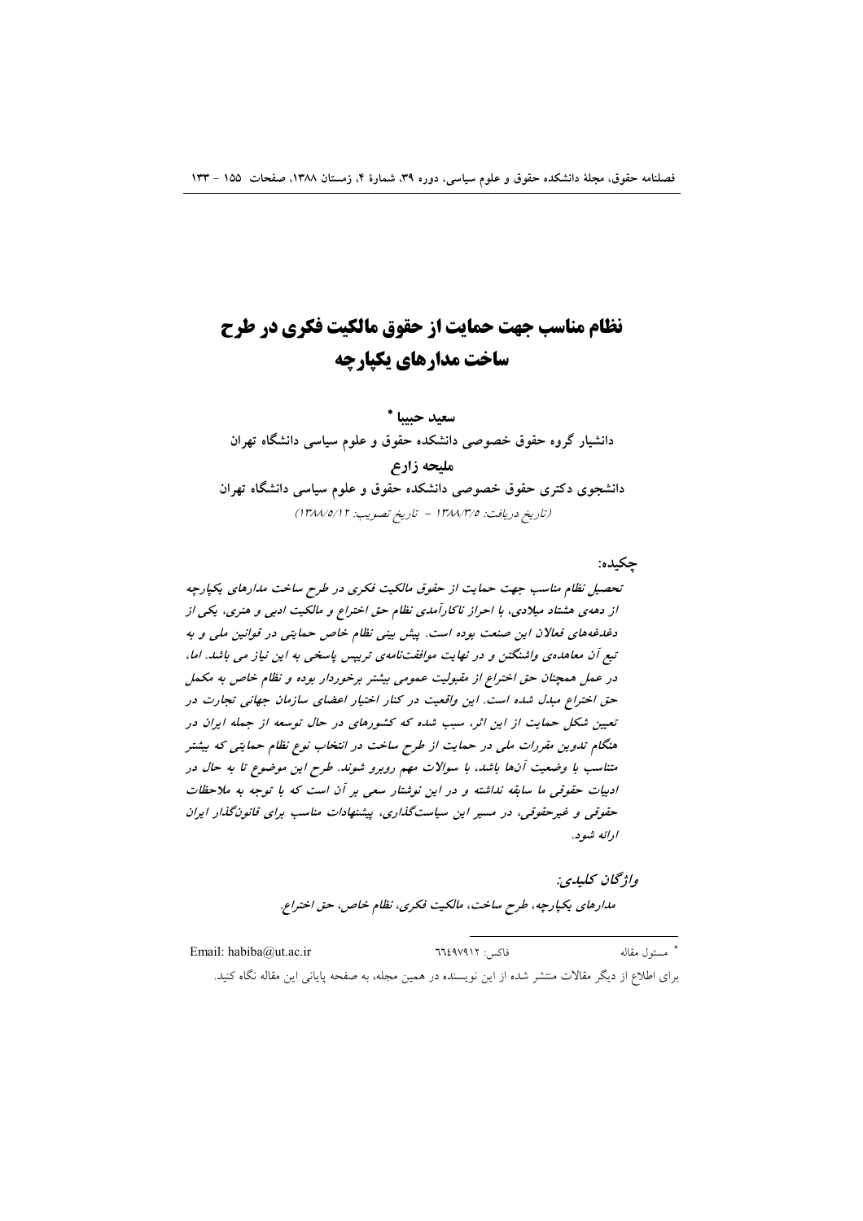# نظام مناسب جهت حمایت از حقوق مالکیت فکری در طرح ساخت مدارهای یکپارچه

**سعید حبیبا** *

دانشیار گروه حقوق خصوصی دانشکده حقوق و علوم سیاسی دانشگاه تهران

**ملیحه زارع**

دانشجوی دکتری حقوق خصوصی دانشکده حقوق و علوم سیاسی دانشگاه تهران

*(تاریخ دریافت: ۱۳۸۸/۳/۵ - تاریخ تصویب: ۱۳۸۸/۵/۱۲)*

**چکیده:**

*تحصیل نظام مناسب جهت حمایت از حقوق مالکیت فکری در طرح ساخت مدارهای یکپارچه از دهه‌ی هشتاد میلادی، با احراز ناکارآمدی نظام حق اختراع و مالکیت ادبی و هنری، یکی از دغدغه‌های فعالان این صنعت بوده است. پیش بینی نظام خاص حمایتی در قوانین ملی و به تبع آن معاهده‌ی واشنگتن و در نهایت موافقت‌نامه‌ی تریپس پاسخی به این نیاز می باشد. اما، در عمل همچنان حق اختراع از مقبولیت عمومی بیشتر برخوردار بوده و نظام خاص به مکمل حق اختراع مبدل شده است. این واقعیت در کنار اختیار اعضای سازمان جهانی تجارت در تعیین شکل حمایت از این اثر، سبب شده که کشورهای در حال توسعه از جمله ایران در هنگام تدوین مقررات ملی در حمایت از طرح ساخت در انتخاب نوع نظام حمایتی که بیشتر متناسب با وضعیت آن‌ها باشد، با سوالات مهم روبرو شوند. طرح این موضوع تا به حال در ادبیات حقوقی ما سابقه نداشته و در این نوشتار سعی بر آن است که با توجه به ملاحظات حقوقی و غیرحقوقی، در مسیر این سیاست‌گذاری، پیشنهادات مناسب برای قانون‌گذار ایران ارائه شود.*

***واژگان کلیدی:***

*مدارهای یکپارچه، طرح ساخت، مالکیت فکری، نظام خاص، حق اختراع.*

---

\* مسئول مقاله　　　فاکس: ۶۶۴۹۷۹۱۲　　　Email: habiba@ut.ac.ir

برای اطلاع از دیگر مقالات منتشر شده از این نویسنده در همین مجله، به صفحه پایانی این مقاله نگاه کنید.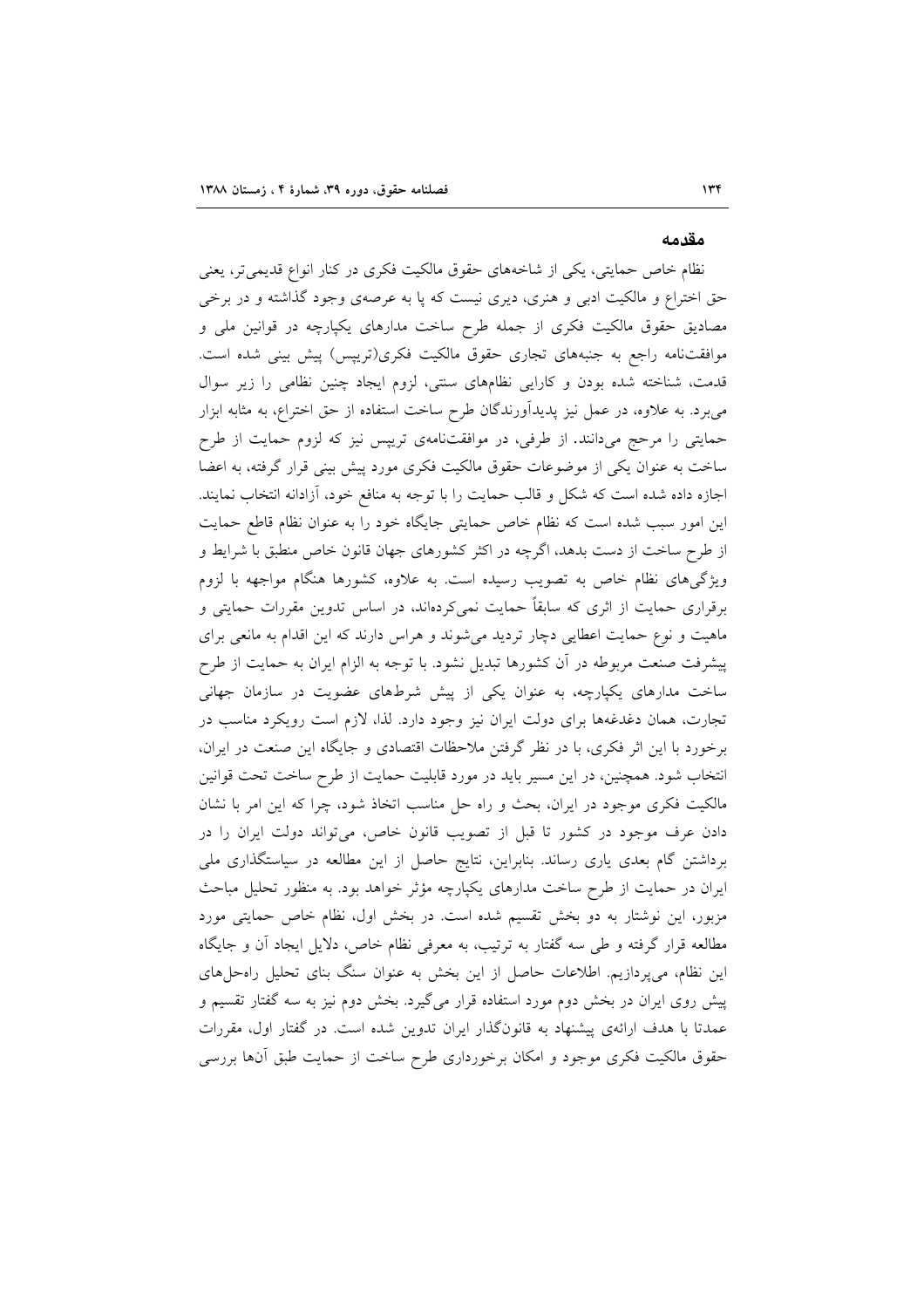## مقدمه

نظام خاص حمایتی، یکی از شاخه‌های حقوق مالکیت فکری در کنار انواع قدیمی‌تر، یعنی حق اختراع و مالکیت ادبی و هنری، دیری نیست که پا به عرصه‌ی وجود گذاشته و در برخی مصادیق حقوق مالکیت فکری از جمله طرح ساخت مدارهای یکپارچه در قوانین ملی و موافقت‌نامه راجع به جنبه‌های تجاری حقوق مالکیت فکری(تریپس) پیش بینی شده است. قدمت، شناخته شده بودن و کارایی نظام‌های سنتی، لزوم ایجاد چنین نظامی را زیر سوال می‌برد. به علاوه، در عمل نیز پدیدآورندگان طرح ساخت استفاده از حق اختراع، به مثابه ابزار حمایتی را مرجح می‌دانند. از طرفی، در موافقت‌نامه‌ی تریپس نیز که لزوم حمایت از طرح ساخت به عنوان یکی از موضوعات حقوق مالکیت فکری مورد پیش بینی قرار گرفته، به اعضا اجازه داده شده است که شکل و قالب حمایت را با توجه به منافع خود، آزادانه انتخاب نمایند. این امور سبب شده است که نظام خاص حمایتی جایگاه خود را به عنوان نظام قاطع حمایت از طرح ساخت از دست بدهد، اگرچه در اکثر کشورهای جهان قانون خاص منطبق با شرایط و ویژگی‌های نظام خاص به تصویب رسیده است. به علاوه، کشورها هنگام مواجهه با لزوم برقراری حمایت از اثری که سابقاً حمایت نمی‌کرده‌اند، در اساس تدوین مقررات حمایتی و ماهیت و نوع حمایت اعطایی دچار تردید می‌شوند و هراس دارند که این اقدام به مانعی برای پیشرفت صنعت مربوطه در آن کشورها تبدیل نشود. با توجه به الزام ایران به حمایت از طرح ساخت مدارهای یکپارچه، به عنوان یکی از پیش شرط‌های عضویت در سازمان جهانی تجارت، همان دغدغه‌ها برای دولت ایران نیز وجود دارد. لذا، لازم است رویکرد مناسب در برخورد با این اثر فکری، با در نظر گرفتن ملاحظات اقتصادی و جایگاه این صنعت در ایران، انتخاب شود. همچنین، در این مسیر باید در مورد قابلیت حمایت از طرح ساخت تحت قوانین مالکیت فکری موجود در ایران، بحث و راه حل مناسب اتخاذ شود، چرا که این امر با نشان دادن عرف موجود در کشور تا قبل از تصویب قانون خاص، می‌تواند دولت ایران را در برداشتن گام بعدی یاری رساند. بنابراین، نتایج حاصل از این مطالعه در سیاستگذاری ملی ایران در حمایت از طرح ساخت مدارهای یکپارچه مؤثر خواهد بود. به منظور تحلیل مباحث مزبور، این نوشتار به دو بخش تقسیم شده است. در بخش اول، نظام خاص حمایتی مورد مطالعه قرار گرفته و طی سه گفتار به ترتیب، به معرفی نظام خاص، دلایل ایجاد آن و جایگاه این نظام، می‌پردازیم. اطلاعات حاصل از این بخش به عنوان سنگ بنای تحلیل راه‌حل‌های پیش روی ایران در بخش دوم مورد استفاده قرار می‌گیرد. بخش دوم نیز به سه گفتار تقسیم و عمدتا با هدف ارائه‌ی پیشنهاد به قانونگذار ایران تدوین شده است. در گفتار اول، مقررات حقوق مالکیت فکری موجود و امکان برخورداری طرح ساخت از حمایت طبق آن‌ها بررسی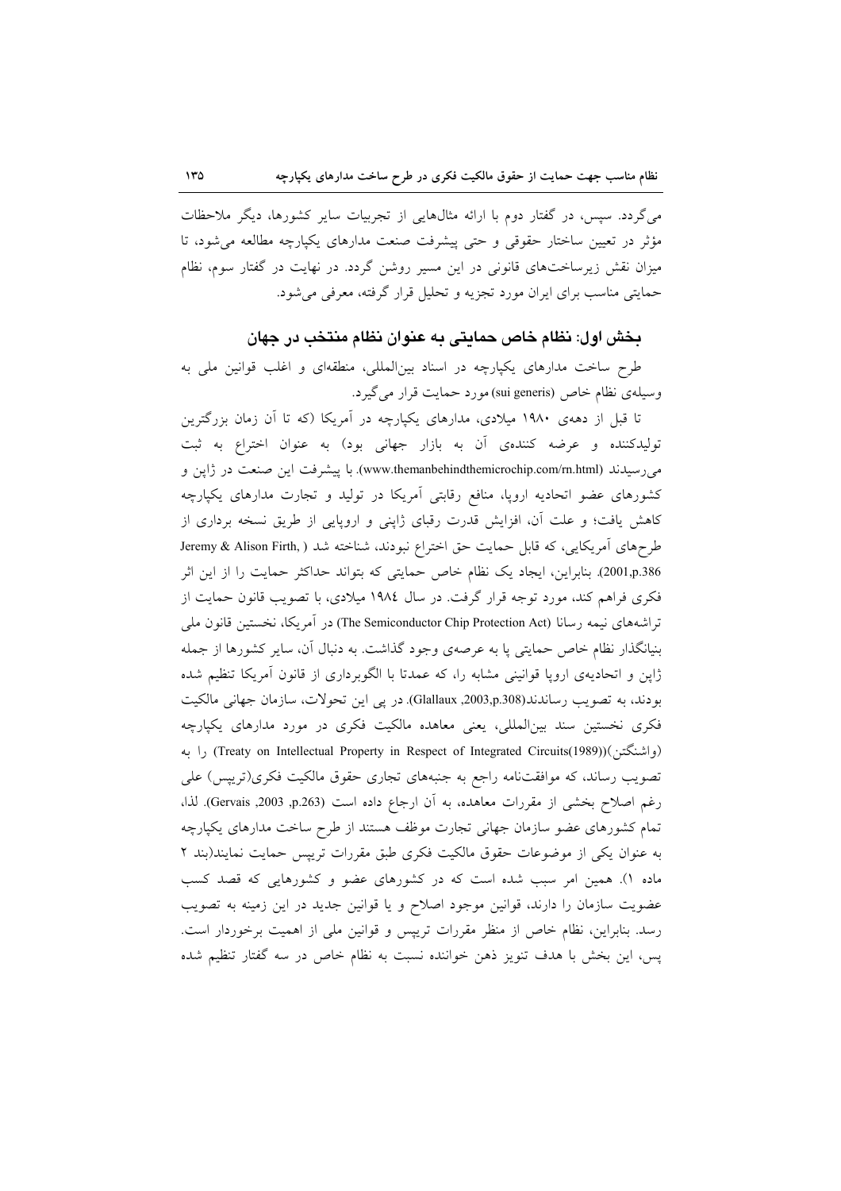می‌گردد. سپس، در گفتار دوم با ارائه مثال‌هایی از تجربیات سایر کشورها، دیگر ملاحظات مؤثر در تعیین ساختار حقوقی و حتی پیشرفت صنعت مدارهای یکپارچه مطالعه می‌شود، تا میزان نقش زیرساخت‌های قانونی در این مسیر روشن گردد. در نهایت در گفتار سوم، نظام حمایتی مناسب برای ایران مورد تجزیه و تحلیل قرار گرفته، معرفی می‌شود.

## بخش اول: نظام خاص حمایتی به عنوان نظام منتخب در جهان

طرح ساخت مدارهای یکپارچه در اسناد بین‌المللی، منطقه‌ای و اغلب قوانین ملی به وسیله‌ی نظام خاص (sui generis) مورد حمایت قرار می‌گیرد.

تا قبل از دهه‌ی ۱۹۸۰ میلادی، مدارهای یکپارچه در آمریکا (که تا آن زمان بزرگترین تولیدکننده و عرضه کننده‌ی آن به بازار جهانی بود) به عنوان اختراع به ثبت می‌رسیدند (www.themanbehindthemicrochip.com/rn.html). با پیشرفت این صنعت در ژاپن و کشورهای عضو اتحادیه اروپا، منافع رقابتی آمریکا در تولید و تجارت مدارهای یکپارچه کاهش یافت؛ و علت آن، افزایش قدرت رقبای ژاپنی و اروپایی از طریق نسخه برداری از طرح‌های آمریکایی، که قابل حمایت حق اختراع نبودند، شناخته شد (Jeremy & Alison Firth, 2001,p.386). بنابراین، ایجاد یک نظام خاص حمایتی که بتواند حداکثر حمایت را از این اثر فکری فراهم کند، مورد توجه قرار گرفت. در سال ۱۹۸٤ میلادی، با تصویب قانون حمایت از تراشه‌های نیمه رسانا (The Semiconductor Chip Protection Act) در آمریکا، نخستین قانون ملی بنیانگذار نظام خاص حمایتی پا به عرصه‌ی وجود گذاشت. به دنبال آن، سایر کشورها از جمله ژاپن و اتحادیه‌ی اروپا قوانینی مشابه را، که عمدتا با الگوبرداری از قانون آمریکا تنظیم شده بودند، به تصویب رساندند(Glallaux ,2003,p.308). در پی این تحولات، سازمان جهانی مالکیت فکری نخستین سند بین‌المللی، یعنی معاهده مالکیت فکری در مورد مدارهای یکپارچه (واشنگتن)((Treaty on Intellectual Property in Respect of Integrated Circuits(1989)) را به تصویب رساند، که موافقت‌نامه راجع به جنبه‌های تجاری حقوق مالکیت فکری(تریپس) علی رغم اصلاح بخشی از مقررات معاهده، به آن ارجاع داده است (Gervais ,2003 ,p.263). لذا، تمام کشورهای عضو سازمان جهانی تجارت موظف هستند از طرح ساخت مدارهای یکپارچه به عنوان یکی از موضوعات حقوق مالکیت فکری طبق مقررات تریپس حمایت نمایند(بند ۲ ماده ۱). همین امر سبب شده است که در کشورهای عضو و کشورهایی که قصد کسب عضویت سازمان را دارند، قوانین موجود اصلاح و یا قوانین جدید در این زمینه به تصویب رسد. بنابراین، نظام خاص از منظر مقررات تریپس و قوانین ملی از اهمیت برخوردار است. پس، این بخش با هدف تنویز ذهن خواننده نسبت به نظام خاص در سه گفتار تنظیم شده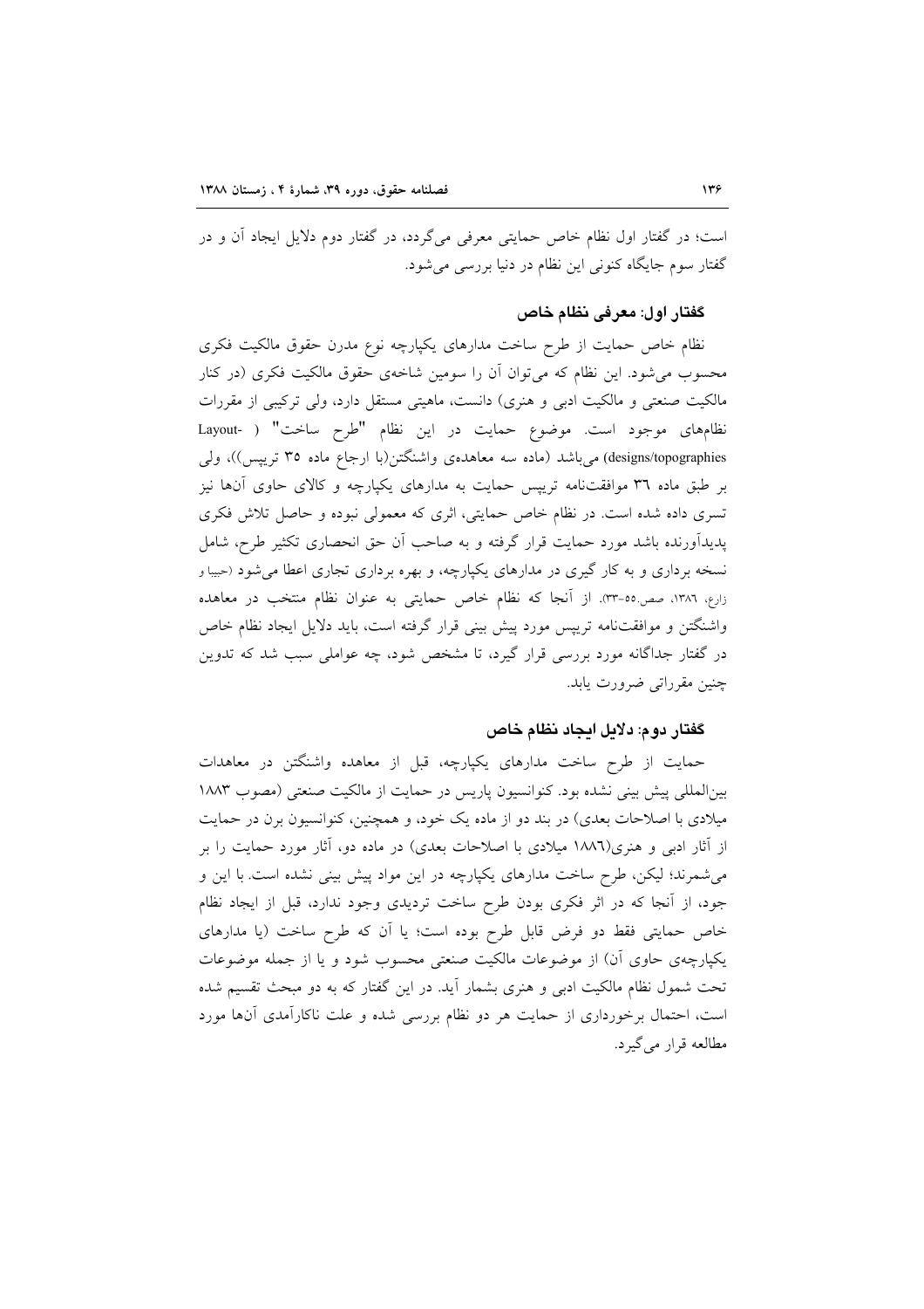است؛ در گفتار اول نظام خاص حمایتی معرفی می‌گردد، در گفتار دوم دلایل ایجاد آن و در گفتار سوم جایگاه کنونی این نظام در دنیا بررسی می‌شود.

### گفتار اول: معرفی نظام خاص

نظام خاص حمایت از طرح ساخت مدارهای یکپارچه نوع مدرن حقوق مالکیت فکری محسوب می‌شود. این نظام که می‌توان آن را سومین شاخه‌ی حقوق مالکیت فکری (در کنار مالکیت صنعتی و مالکیت ادبی و هنری) دانست، ماهیتی مستقل دارد، ولی ترکیبی از مقررات نظام‌های موجود است. موضوع حمایت در این نظام "طرح ساخت" (Layout-designs/topographies) می‌باشد (ماده سه معاهده‌ی واشنگتن(با ارجاع ماده ۳۵ تریپس))، ولی بر طبق ماده ٣٦ موافقت‌نامه تریپس حمایت به مدارهای یکپارچه و کالای حاوی آنها نیز تسری داده شده است. در نظام خاص حمایتی، اثری که معمولی نبوده و حاصل تلاش فکری پدیدآورنده باشد مورد حمایت قرار گرفته و به صاحب آن حق انحصاری تکثیر طرح، شامل نسخه برداری و به کار گیری در مدارهای یکپارچه، و بهره برداری تجاری اعطا می‌شود (حبیبا و زارع، ١٣٨٦، صص.٥٥-٣٣). از آنجا که نظام خاص حمایتی به عنوان نظام منتخب در معاهده واشنگتن و موافقت‌نامه تریپس مورد پیش بینی قرار گرفته است، باید دلایل ایجاد نظام خاص در گفتار جداگانه مورد بررسی قرار گیرد، تا مشخص شود، چه عواملی سبب شد که تدوین چنین مقرراتی ضرورت یابد.

### گفتار دوم: دلایل ایجاد نظام خاص

حمایت از طرح ساخت مدارهای یکپارچه، قبل از معاهده واشنگتن در معاهدات بین‌المللی پیش بینی نشده بود. کنوانسیون پاریس در حمایت از مالکیت صنعتی (مصوب ۱۸۸۳ میلادی با اصلاحات بعدی) در بند دو از ماده یک خود، و همچنین، کنوانسیون برن در حمایت از آثار ادبی و هنری(١٨٨٦ میلادی با اصلاحات بعدی) در ماده دو، آثار مورد حمایت را بر می‌شمرند؛ لیکن، طرح ساخت مدارهای یکپارچه در این مواد پیش بینی نشده است. با این و جود، از آنجا که در اثر فکری بودن طرح ساخت تردیدی وجود ندارد، قبل از ایجاد نظام خاص حمایتی فقط دو فرض قابل طرح بوده است؛ یا آن که طرح ساخت (یا مدارهای یکپارچه‌ی حاوی آن) از موضوعات مالکیت صنعتی محسوب شود و یا از جمله موضوعات تحت شمول نظام مالکیت ادبی و هنری بشمار آید. در این گفتار که به دو مبحث تقسیم شده است، احتمال برخورداری از حمایت هر دو نظام بررسی شده و علت ناکارآمدی آنها مورد مطالعه قرار می‌گیرد.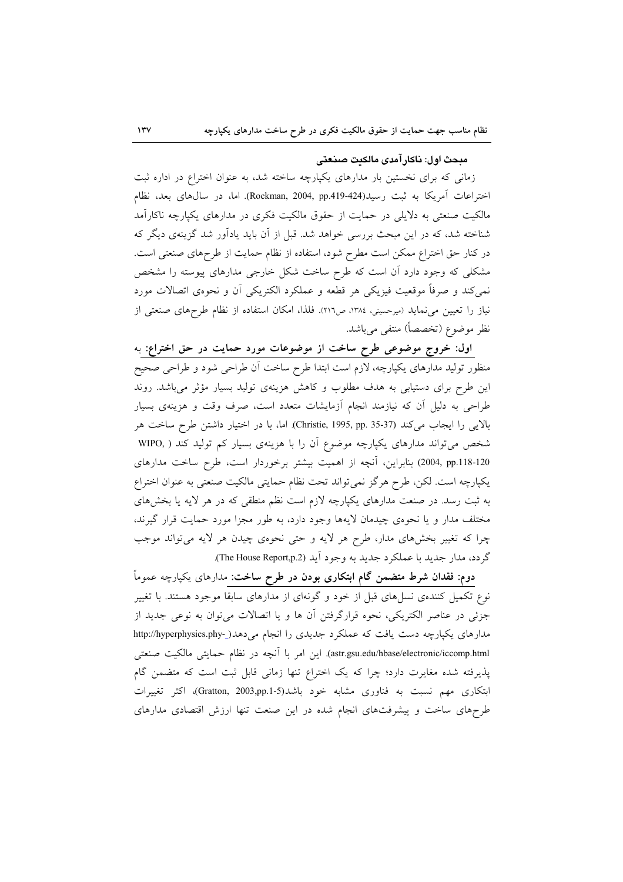### مبحث اول: ناکارآمدی مالکیت صنعتی

زمانی که برای نخستین بار مدارهای یکپارچه ساخته شد، به عنوان اختراع در اداره ثبت اختراعات آمریکا به ثبت رسید(Rockman, 2004, pp.419-424). اما، در سال‌های بعد، نظام مالکیت صنعتی به دلایلی در حمایت از حقوق مالکیت فکری در مدارهای یکپارچه ناکارآمد شناخته شد، که در این مبحث بررسی خواهد شد. قبل از آن باید یادآور شد گزینه‌ی دیگر که در کنار حق اختراع ممکن است مطرح شود، استفاده از نظام حمایت از طرح‌های صنعتی است. مشکلی که وجود دارد آن است که طرح ساخت شکل خارجی مدارهای پیوسته را مشخص نمی‌کند و صرفاً موقعیت فیزیکی هر قطعه و عملکرد الکتریکی آن و نحوه‌ی اتصالات مورد نیاز را تعیین می‌نماید (میرحسینی، ۱۳۸٤، ص۲۱٦). فلذا، امکان استفاده از نظام طرح‌های صنعتی از نظر موضوع (تخصصاً) منتفی می‌باشد.

**اول: خروج موضوعی طرح ساخت از موضوعات مورد حمایت در حق اختراع:** به منظور تولید مدارهای یکپارچه، لازم است ابتدا طرح ساخت آن طراحی شود و طراحی صحیح این طرح برای دستیابی به هدف مطلوب و کاهش هزینه‌ی تولید بسیار مؤثر می‌باشد. روند طراحی به دلیل آن که نیازمند انجام آزمایشات متعدد است، صرف وقت و هزینه‌ی بسیار بالایی را ایجاب می‌کند (Christie, 1995, pp. 35-37). اما، با در اختیار داشتن طرح ساخت هر شخص می‌تواند مدارهای یکپارچه موضوع آن را با هزینه‌ی بسیار کم تولید کند ( WIPO, 2004, pp.118-120) بنابراین، آنچه از اهمیت بیشتر برخوردار است، طرح ساخت مدارهای یکپارچه است. لکن، طرح هرگز نمی‌تواند تحت نظام حمایتی مالکیت صنعتی به عنوان اختراع به ثبت رسد. در صنعت مدارهای یکپارچه لازم است نظم منطقی که در هر لایه یا بخش‌های مختلف مدار و یا نحوه‌ی چیدمان لایه‌ها وجود دارد، به طور مجزا مورد حمایت قرار گیرند، چرا که تغییر بخش‌های مدار، طرح هر لایه و حتی نحوه‌ی چیدن هر لایه می‌تواند موجب گردد، مدار جدید با عملکرد جدید به وجود آید (The House Report,p.2).

**دوم: فقدان شرط متضمن گام ابتکاری بودن در طرح ساخت:** مدارهای یکپارچه عموماً نوع تکمیل کننده‌ی نسل‌های قبل از خود و گونه‌ای از مدارهای سابقا موجود هستند. با تغییر جزئی در عناصر الکتریکی، نحوه قرارگرفتن آن ها و یا اتصالات می‌توان به نوعی جدید از مدارهای یکپارچه دست یافت که عملکرد جدیدی را انجام می‌دهد( http://hyperphysics.phy-astr.gsu.edu/hbase/electronic/iccomp.html). این امر با آنچه در نظام حمایتی مالکیت صنعتی پذیرفته شده مغایرت دارد؛ چرا که یک اختراع تنها زمانی قابل ثبت است که متضمن گام ابتکاری مهم نسبت به فناوری مشابه خود باشد(Gratton, 2003,pp.1-5)، اکثر تغییرات طرح‌های ساخت و پیشرفت‌های انجام شده در این صنعت تنها ارزش اقتصادی مدارهای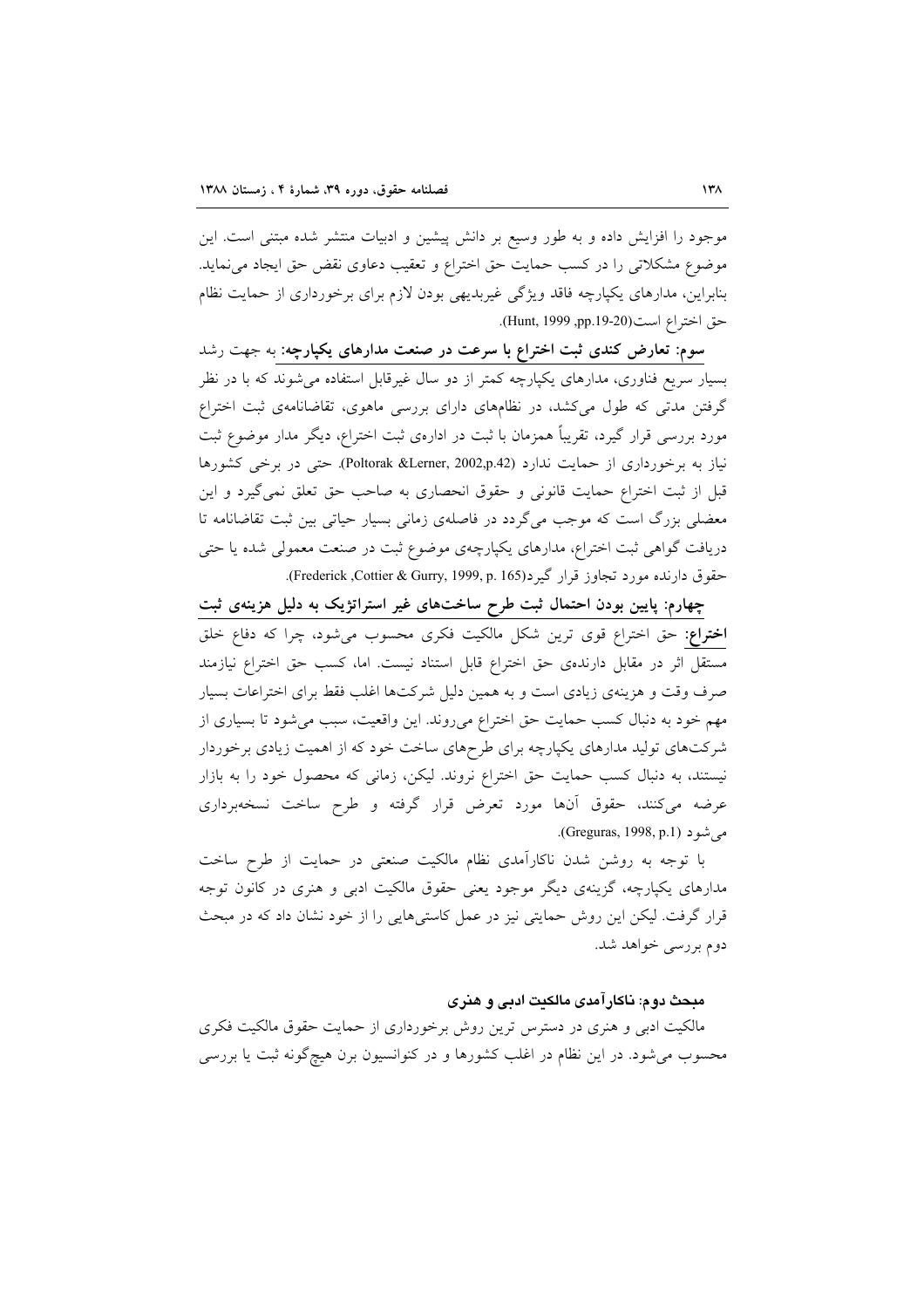موجود را افزایش داده و به طور وسیع بر دانش پیشین و ادبیات منتشر شده مبتنی است. این موضوع مشکلاتی را در کسب حمایت حق اختراع و تعقیب دعاوی نقض حق ایجاد می‌نماید. بنابراین، مدارهای یکپارچه فاقد ویژگی غیربدیهی بودن لازم برای برخورداری از حمایت نظام حق اختراع است(Hunt, 1999 ,pp.19-20).

**سوم: تعارض کندی ثبت اختراع با سرعت در صنعت مدارهای یکپارچه:** به جهت رشد بسیار سریع فناوری، مدارهای یکپارچه کمتر از دو سال غیرقابل استفاده می‌شوند که با در نظر گرفتن مدتی که طول می‌کشد، در نظام‌های دارای بررسی ماهوی، تقاضانامه‌ی ثبت اختراع مورد بررسی قرار گیرد، تقریباً همزمان با ثبت در اداره‌ی ثبت اختراع، دیگر مدار موضوع ثبت نیاز به برخورداری از حمایت ندارد (Poltorak &Lerner, 2002,p.42). حتی در برخی کشورها قبل از ثبت اختراع حمایت قانونی و حقوق انحصاری به صاحب حق تعلق نمی‌گیرد و این معضلی بزرگ است که موجب می‌گردد در فاصله‌ی زمانی بسیار حیاتی بین ثبت تقاضانامه تا دریافت گواهی ثبت اختراع، مدارهای یکپارچه‌ی موضوع ثبت در صنعت معمولی شده یا حتی حقوق دارنده مورد تجاوز قرار گیرد(Frederick ,Cottier & Gurry, 1999, p. 165).

**چهارم: پایین بودن احتمال ثبت طرح ساخت‌های غیر استراتژیک به دلیل هزینه‌ی ثبت اختراع:** حق اختراع قوی ترین شکل مالکیت فکری محسوب می‌شود، چرا که دفاع خلق مستقل اثر در مقابل دارنده‌ی حق اختراع قابل استناد نیست. اما، کسب حق اختراع نیازمند صرف وقت و هزینه‌ی زیادی است و به همین دلیل شرکت‌ها اغلب فقط برای اختراعات بسیار مهم خود به دنبال کسب حمایت حق اختراع می‌روند. این واقعیت، سبب می‌شود تا بسیاری از شرکت‌های تولید مدارهای یکپارچه برای طرح‌های ساخت خود که از اهمیت زیادی برخوردار نیستند، به دنبال کسب حمایت حق اختراع نروند. لیکن، زمانی که محصول خود را به بازار عرضه می‌کنند، حقوق آنها مورد تعرض قرار گرفته و طرح ساخت نسخه‌برداری می‌شود (Greguras, 1998, p.1).

با توجه به روشن شدن ناکارآمدی نظام مالکیت صنعتی در حمایت از طرح ساخت مدارهای یکپارچه، گزینه‌ی دیگر موجود یعنی حقوق مالکیت ادبی و هنری در کانون توجه قرار گرفت. لیکن این روش حمایتی نیز در عمل کاستی‌هایی را از خود نشان داد که در مبحث دوم بررسی خواهد شد.

### مبحث دوم: ناکارآمدی مالکیت ادبی و هنری

مالکیت ادبی و هنری در دسترس ترین روش برخورداری از حمایت حقوق مالکیت فکری محسوب می‌شود. در این نظام در اغلب کشورها و در کنوانسیون برن هیچ‌گونه ثبت یا بررسی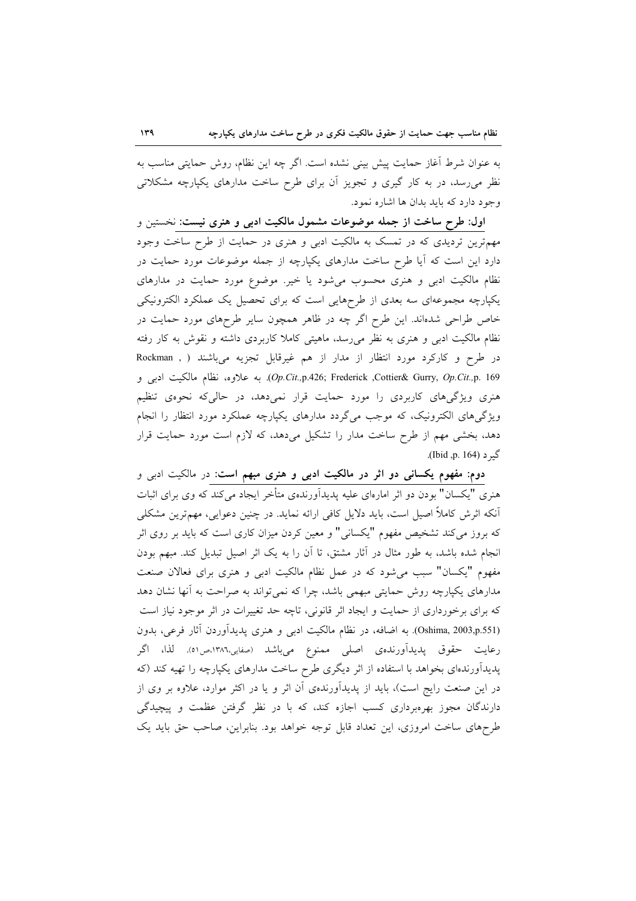به عنوان شرط آغاز حمایت پیش بینی نشده است. اگر چه این نظام، روش حمایتی مناسب به نظر می‌رسد، در به کار گیری و تجویز آن برای طرح ساخت مدارهای یکپارچه مشکلاتی وجود دارد که باید بدان ها اشاره نمود.

**اول: طرح ساخت از جمله موضوعات مشمول مالکیت ادبی و هنری نیست:** نخستین و مهم‌ترین تردیدی که در تمسک به مالکیت ادبی و هنری در حمایت از طرح ساخت وجود دارد این است که آیا طرح ساخت مدارهای یکپارچه از جمله موضوعات مورد حمایت در نظام مالکیت ادبی و هنری محسوب می‌شود یا خیر. موضوع مورد حمایت در مدارهای یکپارچه مجموعه‌ای سه بعدی از طرح‌هایی است که برای تحصیل یک عملکرد الکترونیکی خاص طراحی شده‌اند. این طرح اگر چه در ظاهر همچون سایر طرح‌های مورد حمایت در نظام مالکیت ادبی و هنری به نظر می‌رسد، ماهیتی کاملا کاربردی داشته و نقوش به کار رفته در طرح و کارکرد مورد انتظار از مدار از هم غیرقابل تجزیه می‌باشند ( Rockman , *Op.Cit.*,p.426; Frederick ,Cottier& Gurry, *Op.Cit.*,p. 169). به علاوه، نظام مالکیت ادبی و هنری ویژگی‌های کاربردی را مورد حمایت قرار نمی‌دهد، در حالی‌که نحوه‌ی تنظیم ویژگی‌های الکترونیک، که موجب می‌گردد مدارهای یکپارچه عملکرد مورد انتظار را انجام دهد، بخشی مهم از طرح ساخت مدار را تشکیل می‌دهد، که لازم است مورد حمایت قرار گیرد (Ibid ,p. 164).

**دوم: مفهوم یکسانی دو اثر در مالکیت ادبی و هنری مبهم است:** در مالکیت ادبی و هنری "یکسان" بودن دو اثر اماره‌ای علیه پدیدآورنده‌ی متأخر ایجاد می‌کند که وی برای اثبات آنکه اثرش کاملاً اصیل است، باید دلایل کافی ارائه نماید. در چنین دعوایی، مهم‌ترین مشکلی که بروز می‌کند تشخیص مفهوم "یکسانی" و معین کردن میزان کاری است که باید بر روی اثر انجام شده باشد، به طور مثال در آثار مشتق، تا آن را به یک اثر اصیل تبدیل کند. مبهم بودن مفهوم "یکسان" سبب می‌شود که در عمل نظام مالکیت ادبی و هنری برای فعالان صنعت مدارهای یکپارچه روش حمایتی مبهمی باشد، چرا که نمی‌تواند به صراحت به آنها نشان دهد که برای برخورداری از حمایت و ایجاد اثر قانونی، تاچه حد تغییرات در اثر موجود نیاز است (Oshima, 2003,p.551). به اضافه، در نظام مالکیت ادبی و هنری پدیدآوردن آثار فرعی، بدون رعایت حقوق پدیدآورنده‌ی اصلی ممنوع می‌باشد (صفایی،۱۳۸٦،ص۵۱). لذا، اگر پدیدآورنده‌ای بخواهد با استفاده از اثر دیگری طرح ساخت مدارهای یکپارچه را تهیه کند (که در این صنعت رایج است)، باید از پدیدآورنده‌ی آن اثر و یا در اکثر موارد، علاوه بر وی از دارندگان مجوز بهره‌برداری کسب اجازه کند، که با در نظر گرفتن عظمت و پیچیدگی طرح‌های ساخت امروزی، این تعداد قابل توجه خواهد بود. بنابراین، صاحب حق باید یک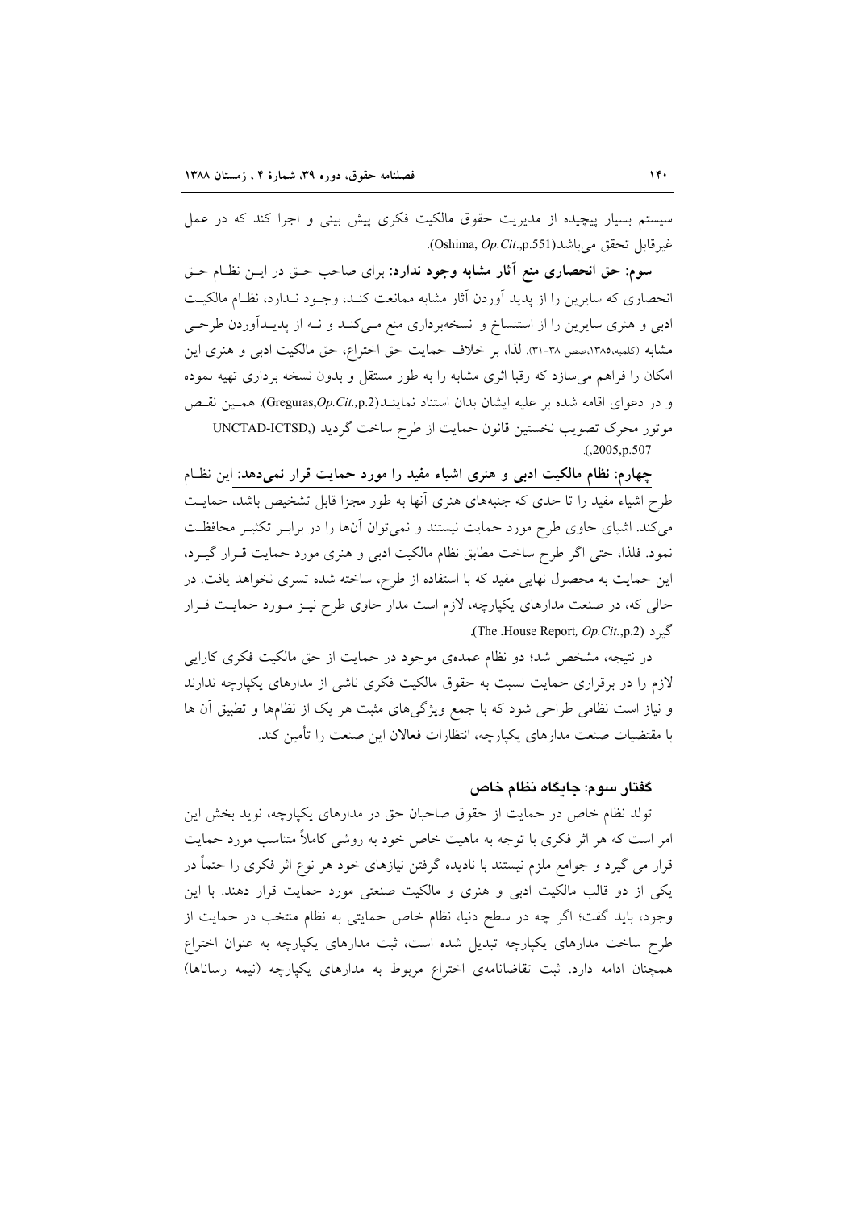سیستم بسیار پیچیده از مدیریت حقوق مالکیت فکری پیش بینی و اجرا کند که در عمل غیرقابل تحقق می‌باشد(Oshima, *Op.Cit.*,p.551).

**سوم: حق انحصاری منع آثار مشابه وجود ندارد:** برای صاحب حق در این نظام حق انحصاری که سایرین را از پدید آوردن آثار مشابه ممانعت کند، وجود ندارد، نظام مالکیت ادبی و هنری سایرین را از استنساخ و نسخه‌برداری منع می‌کند و نه از پدیدآوردن طرحی مشابه (کلمبه،۱۳۸۵،صص ۳۸-۳۱). لذا، بر خلاف حمایت حق اختراع، حق مالکیت ادبی و هنری این امکان را فراهم می‌سازد که رقبا اثری مشابه را به طور مستقل و بدون نسخه برداری تهیه نموده و در دعوای اقامه شده بر علیه ایشان بدان استناد نمایند(Greguras,*Op.Cit.*,p.2). همین نقص موتور محرک تصویب نخستین قانون حمایت از طرح ساخت گردید (UNCTAD-ICTSD,,2005,p.507).

**چهارم: نظام مالکیت ادبی و هنری اشیاء مفید را مورد حمایت قرار نمی‌دهد:** این نظام طرح اشیاء مفید را تا حدی که جنبه‌های هنری آنها به طور مجزا قابل تشخیص باشد، حمایت می‌کند. اشیای حاوی طرح مورد حمایت نیستند و نمی‌توان آن‌ها را در برابر تکثیر محافظت نمود. فلذا، حتی اگر طرح ساخت مطابق نظام مالکیت ادبی و هنری مورد حمایت قرار گیرد، این حمایت به محصول نهایی مفید که با استفاده از طرح، ساخته شده تسری نخواهد یافت. در حالی که، در صنعت مدارهای یکپارچه، لازم است مدار حاوی طرح نیز مورد حمایت قرار گیرد (The .House Report, *Op.Cit.*,p.2).

در نتیجه، مشخص شد؛ دو نظام عمده‌ی موجود در حمایت از حق مالکیت فکری کارایی لازم را در برقراری حمایت نسبت به حقوق مالکیت فکری ناشی از مدارهای یکپارچه ندارند و نیاز است نظامی طراحی شود که با جمع ویژگی‌های مثبت هر یک از نظام‌ها و تطبیق آن ها با مقتضیات صنعت مدارهای یکپارچه، انتظارات فعالان این صنعت را تأمین کند.

### گفتار سوم: جایگاه نظام خاص

تولد نظام خاص در حمایت از حقوق صاحبان حق در مدارهای یکپارچه، نوید بخش این امر است که هر اثر فکری با توجه به ماهیت خاص خود به روشی کاملاً متناسب مورد حمایت قرار می گیرد و جوامع ملزم نیستند با نادیده گرفتن نیازهای خود هر نوع اثر فکری را حتماً در یکی از دو قالب مالکیت ادبی و هنری و مالکیت صنعتی مورد حمایت قرار دهند. با این وجود، باید گفت؛ اگر چه در سطح دنیا، نظام خاص حمایتی به نظام منتخب در حمایت از طرح ساخت مدارهای یکپارچه تبدیل شده است، ثبت مدارهای یکپارچه به عنوان اختراع همچنان ادامه دارد. ثبت تقاضانامه‌ی اختراع مربوط به مدارهای یکپارچه (نیمه رساناها)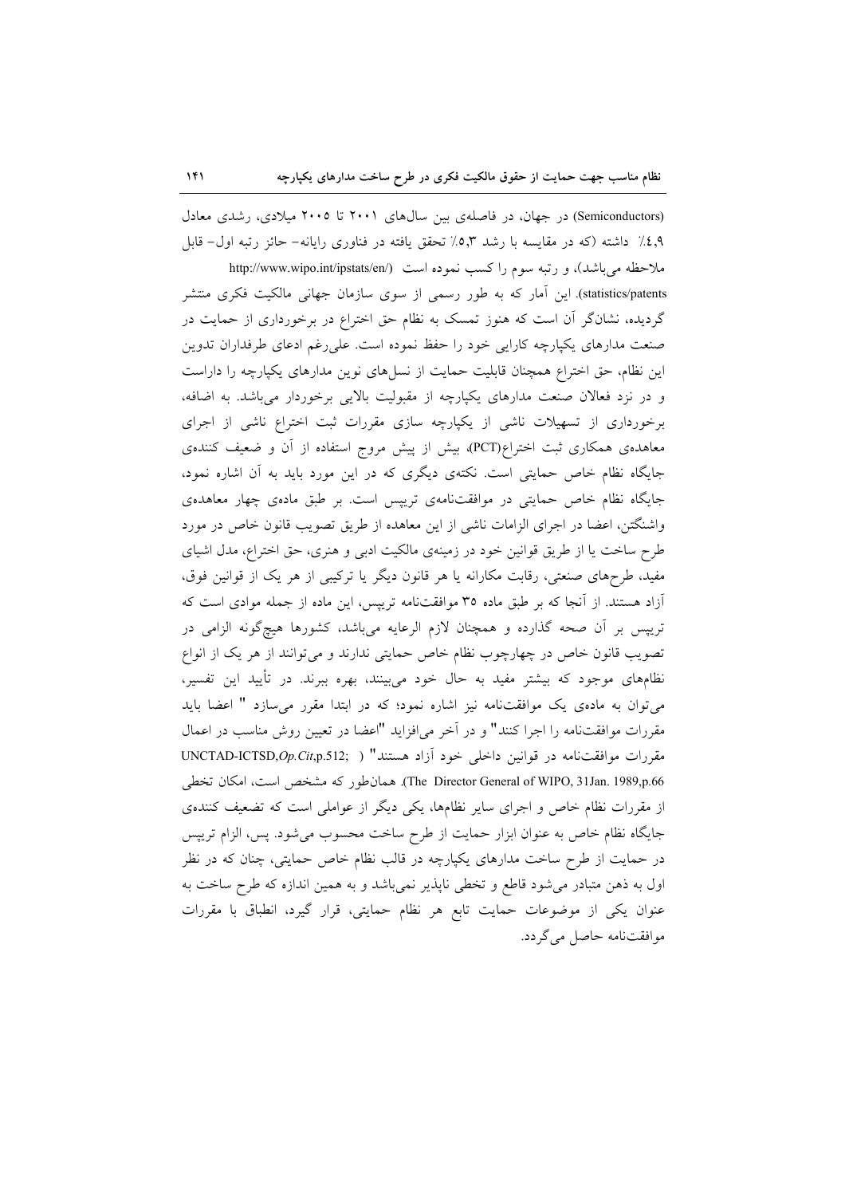(Semiconductors) در جهان، در فاصله‌ی بین سال‌های ۲۰۰۱ تا ۲۰۰۵ میلادی، رشدی معادل ۴،۹٪ داشته (که در مقایسه با رشد ۵،۳٪ تحقق یافته در فناوری رایانه- حائز رتبه اول- قابل ملاحظه می‌باشد)، و رتبه سوم را کسب نموده است (http://www.wipo.int/ipstats/en/statistics/patents). این آمار که به طور رسمی از سوی سازمان جهانی مالکیت فکری منتشر گردیده، نشان‌گر آن است که هنوز تمسک به نظام حق اختراع در برخورداری از حمایت در صنعت مدارهای یکپارچه کارایی خود را حفظ نموده است. علی‌رغم ادعای طرفداران تدوین این نظام، حق اختراع همچنان قابلیت حمایت از نسل‌های نوین مدارهای یکپارچه را داراست و در نزد فعالان صنعت مدارهای یکپارچه از مقبولیت بالایی برخوردار می‌باشد. به اضافه، برخورداری از تسهیلات ناشی از یکپارچه سازی مقررات ثبت اختراع ناشی از اجرای معاهده‌ی همکاری ثبت اختراع(PCT)، بیش از پیش مروج استفاده از آن و ضعیف کننده‌ی جایگاه نظام خاص حمایتی است. نکته‌ی دیگری که در این مورد باید به آن اشاره نمود، جایگاه نظام خاص حمایتی در موافقت‌نامه‌ی تریپس است. بر طبق ماده‌ی چهار معاهده‌ی واشنگتن، اعضا در اجرای الزامات ناشی از این معاهده از طریق تصویب قانون خاص در مورد طرح ساخت یا از طریق قوانین خود در زمینه‌ی مالکیت ادبی و هنری، حق اختراع، مدل اشیای مفید، طرح‌های صنعتی، رقابت مکارانه یا هر قانون دیگر یا ترکیبی از هر یک از قوانین فوق، آزاد هستند. از آنجا که بر طبق ماده ۳۵ موافقت‌نامه تریپس، این ماده از جمله موادی است که تریپس بر آن صحه گذارده و همچنان لازم الرعایه می‌باشد، کشورها هیچ‌گونه الزامی در تصویب قانون خاص در چهارچوب نظام خاص حمایتی ندارند و می‌توانند از هر یک از انواع نظام‌های موجود که بیشتر مفید به حال خود می‌بینند، بهره ببرند. در تأیید این تفسیر، می‌توان به ماده‌ی یک موافقت‌نامه نیز اشاره نمود؛ که در ابتدا مقرر می‌سازد " اعضا باید مقررات موافقت‌نامه را اجرا کنند" و در آخر می‌افزاید "اعضا در تعیین روش مناسب در اعمال مقررات موافقت‌نامه در قوانین داخلی خود آزاد هستند" ( UNCTAD-ICTSD,*Op.Cit*,p.512; The Director General of WIPO, 31Jan. 1989,p.66). همان‌طور که مشخص است، امکان تخطی از مقررات نظام خاص و اجرای سایر نظام‌ها، یکی دیگر از عواملی است که تضعیف کننده‌ی جایگاه نظام خاص به عنوان ابزار حمایت از طرح ساخت محسوب می‌شود. پس، الزام تریپس در حمایت از طرح ساخت مدارهای یکپارچه در قالب نظام خاص حمایتی، چنان که در نظر اول به ذهن متبادر می‌شود قاطع و تخطی ناپذیر نمی‌باشد و به همین اندازه که طرح ساخت به عنوان یکی از موضوعات حمایت تابع هر نظام حمایتی، قرار گیرد، انطباق با مقررات موافقت‌نامه حاصل می‌گردد.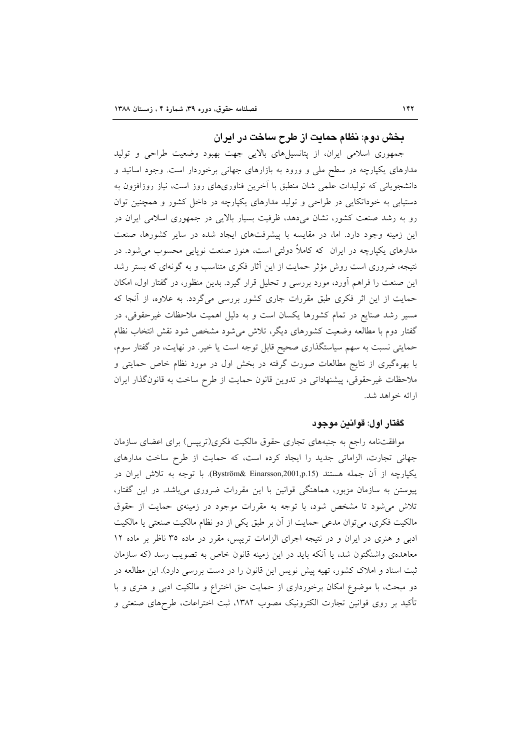## بخش دوم: نظام حمایت از طرح ساخت در ایران

جمهوری اسلامی ایران، از پتانسیل‌های بالایی جهت بهبود وضعیت طراحی و تولید مدارهای یکپارچه در سطح ملی و ورود به بازارهای جهانی برخوردار است. وجود اساتید و دانشجویانی که تولیدات علمی شان منطبق با آخرین فناوری‌های روز است، نیاز روزافزون به دستیابی به خوداتکایی در طراحی و تولید مدارهای یکپارچه در داخل کشور و همچنین توان رو به رشد صنعت کشور، نشان می‌دهد، ظرفیت بسیار بالایی در جمهوری اسلامی ایران در این زمینه وجود دارد. اما، در مقایسه با پیشرفت‌های ایجاد شده در سایر کشورها، صنعت مدارهای یکپارچه در ایران که کاملاً دولتی است، هنوز صنعت نوپایی محسوب می‌شود. در نتیجه، ضروری است روش مؤثر حمایت از این آثار فکری متناسب و به گونه‌ای که بستر رشد این صنعت را فراهم آورد، مورد بررسی و تحلیل قرار گیرد. بدین منظور، در گفتار اول، امکان حمایت از این اثر فکری طبق مقررات جاری کشور بررسی می‌گردد. به علاوه، از آنجا که مسیر رشد صنایع در تمام کشورها یکسان است و به دلیل اهمیت ملاحظات غیرحقوقی، در گفتار دوم با مطالعه وضعیت کشورهای دیگر، تلاش می‌شود مشخص شود نقش انتخاب نظام حمایتی نسبت به سهم سیاستگذاری صحیح قابل توجه است یا خیر. در نهایت، در گفتار سوم، با بهره‌گیری از نتایج مطالعات صورت گرفته در بخش اول در مورد نظام خاص حمایتی و ملاحظات غیرحقوقی، پیشنهاداتی در تدوین قانون حمایت از طرح ساخت به قانونگذار ایران ارائه خواهد شد.

### گفتار اول: قوانین موجود

موافقتنامه راجع به جنبه‌های تجاری حقوق مالکیت فکری(تریپس) برای اعضای سازمان جهانی تجارت، الزاماتی جدید را ایجاد کرده است، که حمایت از طرح ساخت مدارهای یکپارچه از آن جمله هستند (Byström& Einarsson,2001,p.15). با توجه به تلاش ایران در پیوستن به سازمان مزبور، هماهنگی قوانین با این مقررات ضروری می‌باشد. در این گفتار، تلاش می‌شود تا مشخص شود، با توجه به مقررات موجود در زمینه‌ی حمایت از حقوق مالکیت فکری، می‌توان مدعی حمایت از آن بر طبق یکی از دو نظام مالکیت صنعتی یا مالکیت ادبی و هنری در ایران و در نتیجه اجرای الزامات تریپس، مقرر در ماده ۳۵ ناظر بر ماده ۱۲ معاهده‌ی واشنگتون شد، یا آنکه باید در این زمینه قانون خاص به تصویب رسد (که سازمان ثبت اسناد و املاک کشور، تهیه پیش نویس این قانون را در دست بررسی دارد). این مطالعه در دو مبحث، با موضوع امکان برخورداری از حمایت حق اختراع و مالکیت ادبی و هنری و با تأکید بر روی قوانین تجارت الکترونیک مصوب ۱۳۸۲، ثبت اختراعات، طرح‌های صنعتی و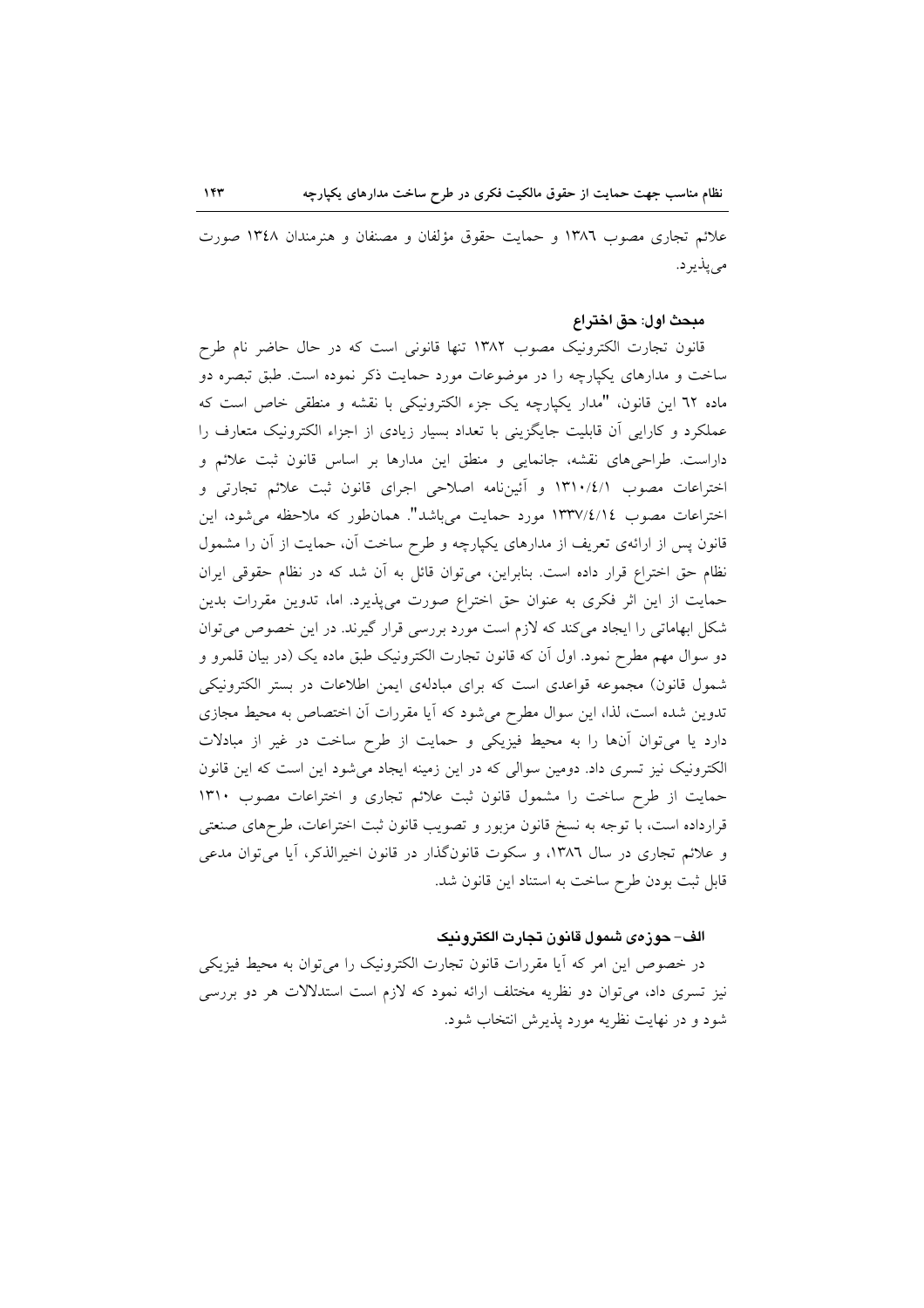علائم تجاری مصوب ۱۳۸۶ و حمایت حقوق مؤلفان و مصنفان و هنرمندان ۱۳۴۸ صورت می‌پذیرد.

### مبحث اول: حق اختراع

قانون تجارت الکترونیک مصوب ۱۳۸۲ تنها قانونی است که در حال حاضر نام طرح ساخت و مدارهای یکپارچه را در موضوعات مورد حمایت ذکر نموده است. طبق تبصره دو ماده ٦٢ این قانون، "مدار یکپارچه یک جزء الکترونیکی با نقشه و منطقی خاص است که عملکرد و کارایی آن قابلیت جایگزینی با تعداد بسیار زیادی از اجزاء الکترونیک متعارف را داراست. طراحی‌های نقشه، جانمایی و منطق این مدارها بر اساس قانون ثبت علائم و اختراعات مصوب ۱۳۱۰/٤/۱ و آئین‌نامه اصلاحی اجرای قانون ثبت علائم تجارتی و اختراعات مصوب ۱۳۳۷/٤/١٤ مورد حمایت می‌باشد". همان‌طور که ملاحظه می‌شود، این قانون پس از ارائه‌ی تعریف از مدارهای یکپارچه و طرح ساخت آن، حمایت از آن را مشمول نظام حق اختراع قرار داده است. بنابراین، می‌توان قائل به آن شد که در نظام حقوقی ایران حمایت از این اثر فکری به عنوان حق اختراع صورت می‌پذیرد. اما، تدوین مقررات بدین شکل ابهاماتی را ایجاد می‌کند که لازم است مورد بررسی قرار گیرند. در این خصوص می‌توان دو سوال مهم مطرح نمود. اول آن که قانون تجارت الکترونیک طبق ماده یک (در بیان قلمرو و شمول قانون) مجموعه قواعدی است که برای مبادله‌ی ایمن اطلاعات در بستر الکترونیکی تدوین شده است، لذا، این سوال مطرح می‌شود که آیا مقررات آن اختصاص به محیط مجازی دارد یا می‌توان آن‌ها را به محیط فیزیکی و حمایت از طرح ساخت در غیر از مبادلات الکترونیک نیز تسری داد. دومین سوالی که در این زمینه ایجاد می‌شود این است که این قانون حمایت از طرح ساخت را مشمول قانون ثبت علائم تجاری و اختراعات مصوب ۱۳۱۰ قرارداده است، با توجه به نسخ قانون مزبور و تصویب قانون ثبت اختراعات، طرح‌های صنعتی و علائم تجاری در سال ۱۳۸۶، و سکوت قانون‌گذار در قانون اخیرالذکر، آیا می‌توان مدعی قابل ثبت بودن طرح ساخت به استناد این قانون شد.

#### الف- حوزه‌ی شمول قانون تجارت الکترونیک

در خصوص این امر که آیا مقررات قانون تجارت الکترونیک را می‌توان به محیط فیزیکی نیز تسری داد، می‌توان دو نظریه مختلف ارائه نمود که لازم است استدلالات هر دو بررسی شود و در نهایت نظریه مورد پذیرش انتخاب شود.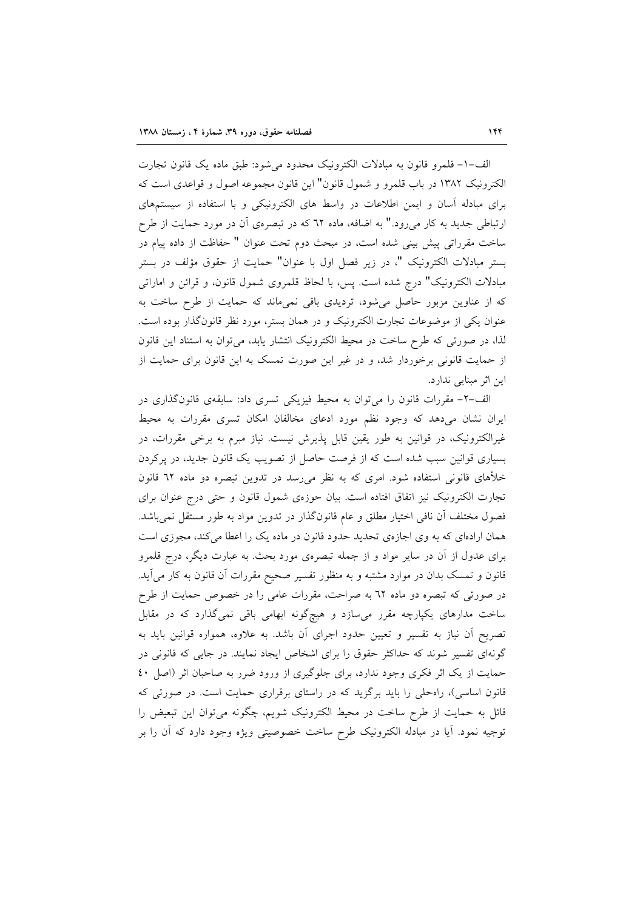الف–۱- قلمرو قانون به مبادلات الکترونیک محدود می‌شود: طبق ماده یک قانون تجارت الکترونیک ۱۳۸۲ در باب قلمرو و شمول قانون" این قانون مجموعه اصول و قواعدی است که برای مبادله آسان و ایمن اطلاعات در واسط های الکترونیکی و با استفاده از سیستمهای ارتباطی جدید به کار می‌رود." به اضافه، ماده ٦٢ که در تبصره‌ی آن در مورد حمایت از طرح ساخت مقرراتی پیش بینی شده است، در مبحث دوم تحت عنوان " حفاظت از داده پیام در بستر مبادلات الکترونیک "، در زیر فصل اول با عنوان" حمایت از حقوق مؤلف در بستر مبادلات الکترونیک" درج شده است. پس، با لحاظ قلمروی شمول قانون، و قرائن و اماراتی که از عناوین مزبور حاصل می‌شود، تردیدی باقی نمی‌ماند که حمایت از طرح ساخت به عنوان یکی از موضوعات تجارت الکترونیک و در همان بستر، مورد نظر قانون‌گذار بوده است. لذا، در صورتی که طرح ساخت در محیط الکترونیک انتشار یابد، می‌توان به استناد این قانون از حمایت قانونی برخوردار شد، و در غیر این صورت تمسک به این قانون برای حمایت از این اثر مبنایی ندارد.

الف–۲- مقررات قانون را می‌توان به محیط فیزیکی تسری داد: سابقه‌ی قانون‌گذاری در ایران نشان می‌دهد که وجود نظم مورد ادعای مخالفان امکان تسری مقررات به محیط غیرالکترونیک، در قوانین به طور یقین قابل پذیرش نیست. نیاز مبرم به برخی مقررات، در بسیاری قوانین سبب شده است که از فرصت حاصل از تصویب یک قانون جدید، در پرکردن خلأهای قانونی استفاده شود. امری که به نظر می‌رسد در تدوین تبصره دو ماده ٦٢ قانون تجارت الکترونیک نیز اتفاق افتاده است. بیان حوزه‌ی شمول قانون و حتی درج عنوان برای فصول مختلف آن نافی اختیار مطلق و عام قانون‌گذار در تدوین مواد به طور مستقل نمی‌باشد. همان اراده‌ای که به وی اجازه‌ی تحدید حدود قانون در ماده یک را اعطا می‌کند، مجوزی است برای عدول از آن در سایر مواد و از جمله تبصره‌ی مورد بحث. به عبارت دیگر، درج قلمرو قانون و تمسک بدان در موارد مشتبه و به منظور تفسیر صحیح مقررات آن قانون به کار می‌آید. در صورتی که تبصره دو ماده ٦٢ به صراحت، مقررات عامی را در خصوص حمایت از طرح ساخت مدارهای یکپارچه مقرر می‌سازد و هیچ‌گونه ابهامی باقی نمی‌گذارد که در مقابل تصریح آن نیاز به تفسیر و تعیین حدود اجرای آن باشد. به علاوه، همواره قوانین باید به گونه‌ای تفسیر شوند که حداکثر حقوق را برای اشخاص ایجاد نمایند. در جایی که قانونی در حمایت از یک اثر فکری وجود ندارد، برای جلوگیری از ورود ضرر به صاحبان اثر (اصل ٤٠ قانون اساسی)، راه‌حلی را باید برگزید که در راستای برقراری حمایت است. در صورتی که قائل به حمایت از طرح ساخت در محیط الکترونیک شویم، چگونه می‌توان این تبعیض را توجیه نمود. آیا در مبادله الکترونیک طرح ساخت خصوصیتی ویژه وجود دارد که آن را بر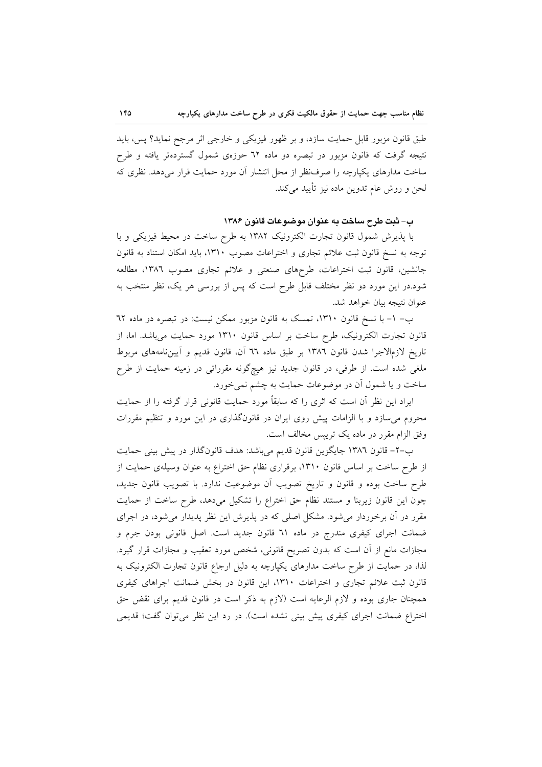طبق قانون مزبور قابل حمایت سازد، و بر ظهور فیزیکی و خارجی اثر مرجح نماید؟ پس، باید نتیجه گرفت که قانون مزبور در تبصره دو ماده ٦٢ حوزه‌ی شمول گسترده‌تر یافته و طرح ساخت مدارهای یکپارچه را صرف‌نظر از محل انتشار آن مورد حمایت قرار می‌دهد. نظری که لحن و روش عام تدوین ماده نیز تأیید می‌کند.

### ب- ثبت طرح ساخت به عنوان موضوعات قانون ۱۳۸۶

با پذیرش شمول قانون تجارت الکترونیک ١٣٨٢ به طرح ساخت در محیط فیزیکی و با توجه به نسخ قانون ثبت علائم تجاری و اختراعات مصوب ١٣١٠، باید امکان استناد به قانون جانشین، قانون ثبت اختراعات، طرح‌های صنعتی و علائم تجاری مصوب ١٣٨٦، مطالعه شود.در این مورد دو نظر مختلف قابل طرح است که پس از بررسی هر یک، نظر منتخب به عنوان نتیجه بیان خواهد شد.

ب- ١- با نسخ قانون ١٣١٠، تمسک به قانون مزبور ممکن نیست: در تبصره دو ماده ٦٢ قانون تجارت الکترونیک، طرح ساخت بر اساس قانون ١٣١٠ مورد حمایت می‌باشد. اما، از تاریخ لازم‌الاجرا شدن قانون ١٣٨٦ بر طبق ماده ٦٦ آن، قانون قدیم و آیین‌نامه‌های مربوط ملغی شده است. از طرفی، در قانون جدید نیز هیچ‌گونه مقرراتی در زمینه حمایت از طرح ساخت و یا شمول آن در موضوعات حمایت به چشم نمی‌خورد.

ایراد این نظر آن است که اثری را که سابقاً مورد حمایت قانونی قرار گرفته را از حمایت محروم می‌سازد و با الزامات پیش روی ایران در قانون‌گذاری در این مورد و تنظیم مقررات وفق الزام مقرر در ماده یک تریپس مخالف است.

ب-٢- قانون ١٣٨٦ جایگزین قانون قدیم می‌باشد: هدف قانون‌گذار در پیش بینی حمایت از طرح ساخت بر اساس قانون ١٣١٠، برقراری نظام حق اختراع به عنوان وسیله‌ی حمایت از طرح ساخت بوده و قانون و تاریخ تصویب آن موضوعیت ندارد. با تصویب قانون جدید، چون این قانون زیربنا و مستند نظام حق اختراع را تشکیل می‌دهد، طرح ساخت از حمایت مقرر در آن برخوردار می‌شود. مشکل اصلی که در پذیرش این نظر پدیدار می‌شود، در اجرای ضمانت اجرای کیفری مندرج در ماده ٦١ قانون جدید است. اصل قانونی بودن جرم و مجازات مانع از آن است که بدون تصریح قانونی، شخص مورد تعقیب و مجازات قرار گیرد. لذا، در حمایت از طرح ساخت مدارهای یکپارچه به دلیل ارجاع قانون تجارت الکترونیک به قانون ثبت علائم تجاری و اختراعات ١٣١٠، این قانون در بخش ضمانت اجراهای کیفری همچنان جاری بوده و لازم الرعایه است (لازم به ذکر است در قانون قدیم برای نقض حق اختراع ضمانت اجرای کیفری پیش بینی نشده است). در رد این نظر می‌توان گفت؛ قدیمی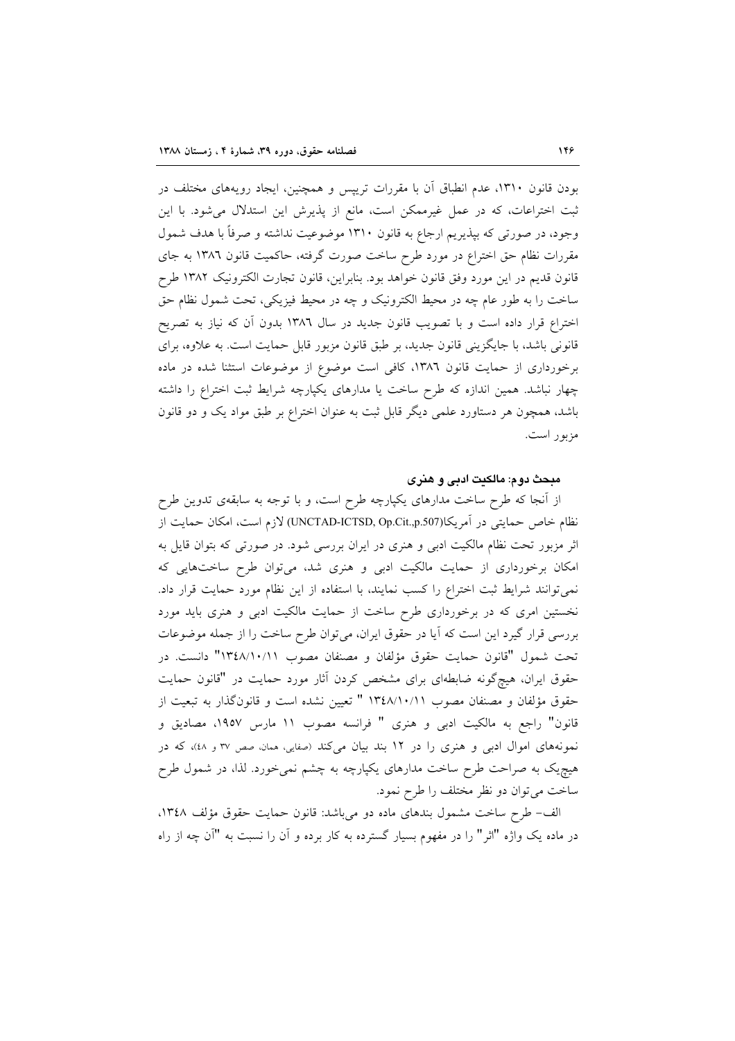بودن قانون ۱۳۱۰، عدم انطباق آن با مقررات تریپس و همچنین، ایجاد رویه‌های مختلف در ثبت اختراعات، که در عمل غیرممکن است، مانع از پذیرش این استدلال می‌شود. با این وجود، در صورتی که بپذیریم ارجاع به قانون ۱۳۱۰ موضوعیت نداشته و صرفاً با هدف شمول مقررات نظام حق اختراع در مورد طرح ساخت صورت گرفته، حاکمیت قانون ۱۳۸٦ به جای قانون قدیم در این مورد وفق قانون خواهد بود. بنابراین، قانون تجارت الکترونیک ۱۳۸۲ طرح ساخت را به طور عام چه در محیط الکترونیک و چه در محیط فیزیکی، تحت شمول نظام حق اختراع قرار داده است و با تصویب قانون جدید در سال ۱۳۸٦ بدون آن که نیاز به تصریح قانونی باشد، با جایگزینی قانون جدید، بر طبق قانون مزبور قابل حمایت است. به علاوه، برای برخورداری از حمایت قانون ۱۳۸٦، کافی است موضوع از موضوعات استثنا شده در ماده چهار نباشد. همین اندازه که طرح ساخت یا مدارهای یکپارچه شرایط ثبت اختراع را داشته باشد، همچون هر دستاورد علمی دیگر قابل ثبت به عنوان اختراع بر طبق مواد یک و دو قانون مزبور است.

### مبحث دوم: مالکیت ادبی و هنری

از آنجا که طرح ساخت مدارهای یکپارچه طرح است، و با توجه به سابقه‌ی تدوین طرح نظام خاص حمایتی در آمریکا(UNCTAD-ICTSD, Op.Cit.,p.507) لازم است، امکان حمایت از اثر مزبور تحت نظام مالکیت ادبی و هنری در ایران بررسی شود. در صورتی که بتوان قایل به امکان برخورداری از حمایت مالکیت ادبی و هنری شد، می‌توان طرح ساخت‌هایی که نمی‌توانند شرایط ثبت اختراع را کسب نمایند، با استفاده از این نظام مورد حمایت قرار داد. نخستین امری که در برخورداری طرح ساخت از حمایت مالکیت ادبی و هنری باید مورد بررسی قرار گیرد این است که آیا در حقوق ایران، می‌توان طرح ساخت را از جمله موضوعات تحت شمول "قانون حمایت حقوق مؤلفان و مصنفان مصوب ۱۳٤۸/۱۰/۱۱" دانست. در حقوق ایران، هیچ‌گونه ضابطه‌ای برای مشخص کردن آثار مورد حمایت در "قانون حمایت حقوق مؤلفان و مصنفان مصوب ۱۳٤۸/۱۰/۱۱ " تعیین نشده است و قانونگذار به تبعیت از قانون" راجع به مالکیت ادبی و هنری " فرانسه مصوب ۱۱ مارس ۱۹۵۷، مصادیق و نمونه‌های اموال ادبی و هنری را در ۱۲ بند بیان می‌کند (صفایی، همان، صص ۳۷ و ٤۸)، که در هیچ‌یک به صراحت طرح ساخت مدارهای یکپارچه به چشم نمی‌خورد. لذا، در شمول طرح ساخت می‌توان دو نظر مختلف را طرح نمود.

الف- طرح ساخت مشمول بندهای ماده دو می‌باشد: قانون حمایت حقوق مؤلف ۱۳٤۸، در ماده یک واژه "اثر" را در مفهوم بسیار گسترده به کار برده و آن را نسبت به "آن چه از راه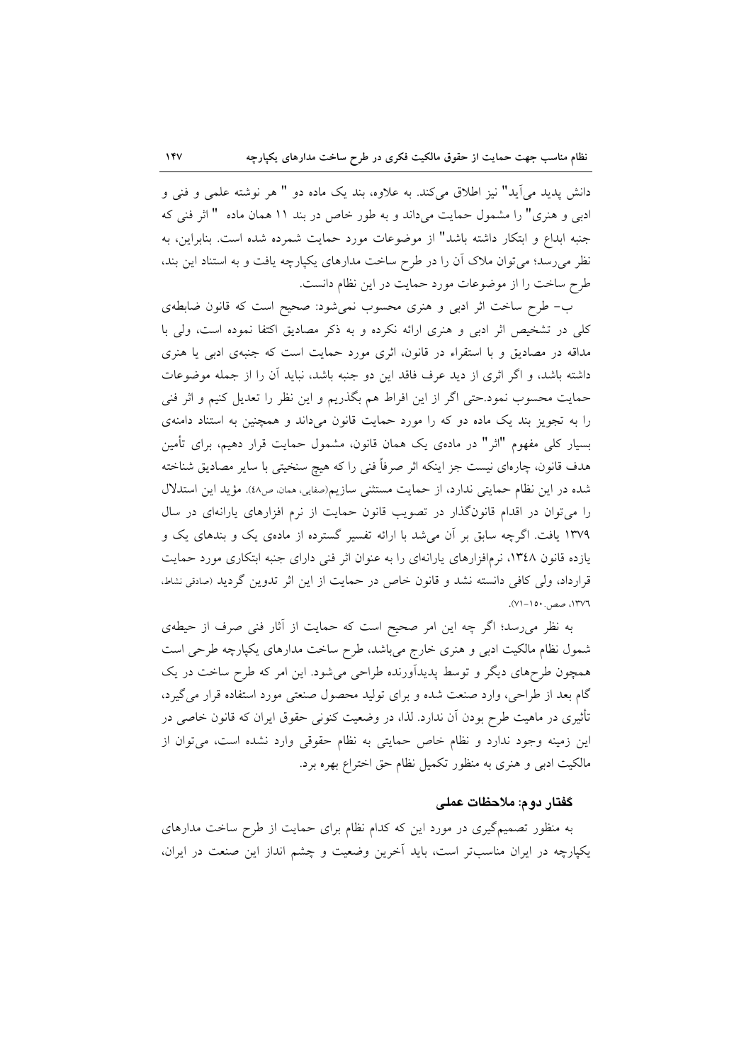دانش پدید می‌آید" نیز اطلاق می‌کند. به علاوه، بند یک ماده دو " هر نوشته علمی و فنی و ادبی و هنری" را مشمول حمایت می‌داند و به طور خاص در بند ۱۱ همان ماده " اثر فنی که جنبه ابداع و ابتکار داشته باشد" از موضوعات مورد حمایت شمرده شده است. بنابراین، به نظر می‌رسد؛ می‌توان ملاک آن را در طرح ساخت مدارهای یکپارچه یافت و به استناد این بند، طرح ساخت را از موضوعات مورد حمایت در این نظام دانست.

ب- طرح ساخت اثر ادبی و هنری محسوب نمی‌شود: صحیح است که قانون ضابطه‌ی کلی در تشخیص اثر ادبی و هنری ارائه نکرده و به ذکر مصادیق اکتفا نموده است، ولی با مداقه در مصادیق و با استقراء در قانون، اثری مورد حمایت است که جنبه‌ی ادبی یا هنری داشته باشد، و اگر اثری از دید عرف فاقد این دو جنبه باشد، نباید آن را از جمله موضوعات حمایت محسوب نمود.حتی اگر از این افراط هم بگذریم و این نظر را تعدیل کنیم و اثر فنی را به تجویز بند یک ماده دو که را مورد حمایت قانون می‌داند و همچنین به استناد دامنه‌ی بسیار کلی مفهوم "اثر" در ماده‌ی یک همان قانون، مشمول حمایت قرار دهیم، برای تأمین هدف قانون، چاره‌ای نیست جز اینکه اثر صرفاً فنی را که هیچ سنخیتی با سایر مصادیق شناخته شده در این نظام حمایتی ندارد، از حمایت مستثنی سازیم(صفایی، همان، ص۴۸). مؤید این استدلال را می‌توان در اقدام قانونگذار در تصویب قانون حمایت از نرم افزارهای یارانه‌ای در سال ۱۳۷۹ یافت. اگرچه سابق بر آن می‌شد با ارائه تفسیر گسترده از ماده‌ی یک و بندهای یک و یازده قانون ۱۳۴۸، نرم‌افزارهای یارانه‌ای را به عنوان اثر فنی دارای جنبه ابتکاری مورد حمایت قرارداد، ولی کافی دانسته نشد و قانون خاص در حمایت از این اثر تدوین گردید (صادقی نشاط، ۱۳۷۶، صص.۱۵۰-۷۱).

به نظر می‌رسد؛ اگر چه این امر صحیح است که حمایت از آثار فنی صرف از حیطه‌ی شمول نظام مالکیت ادبی و هنری خارج می‌باشد، طرح ساخت مدارهای یکپارچه طرحی است همچون طرح‌های دیگر و توسط پدیدآورنده طراحی می‌شود. این امر که طرح ساخت در یک گام بعد از طراحی، وارد صنعت شده و برای تولید محصول صنعتی مورد استفاده قرار می‌گیرد، تأثیری در ماهیت طرح بودن آن ندارد. لذا، در وضعیت کنونی حقوق ایران که قانون خاصی در این زمینه وجود ندارد و نظام خاص حمایتی به نظام حقوقی وارد نشده است، می‌توان از مالکیت ادبی و هنری به منظور تکمیل نظام حق اختراع بهره برد.

### گفتار دوم: ملاحظات عملی

به منظور تصمیم‌گیری در مورد این که کدام نظام برای حمایت از طرح ساخت مدارهای یکپارچه در ایران مناسب‌تر است، باید آخرین وضعیت و چشم انداز این صنعت در ایران،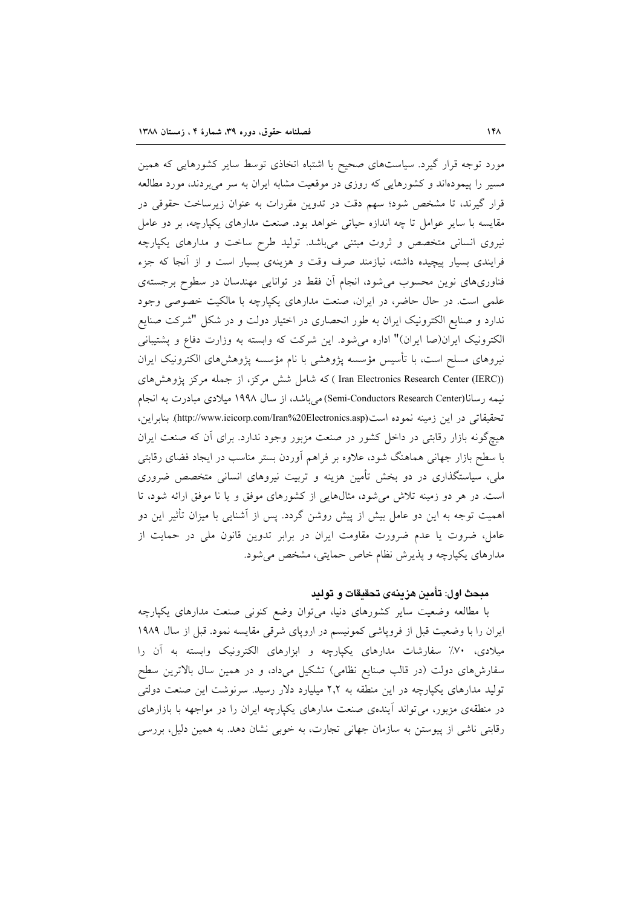مورد توجه قرار گیرد. سیاست‌های صحیح یا اشتباه اتخاذی توسط سایر کشورهایی که همین مسیر را پیموده‌اند و کشورهایی که روزی در موقعیت مشابه ایران به سر می‌بردند، مورد مطالعه قرار گیرند، تا مشخص شود؛ سهم دقت در تدوین مقررات به عنوان زیرساخت حقوقی در مقایسه با سایر عوامل تا چه اندازه حیاتی خواهد بود. صنعت مدارهای یکپارچه، بر دو عامل نیروی انسانی متخصص و ثروت مبتنی می‌باشد. تولید طرح ساخت و مدارهای یکپارچه فرایندی بسیار پیچیده داشته، نیازمند صرف وقت و هزینه‌ی بسیار است و از آنجا که جزء فناوری‌های نوین محسوب می‌شود، انجام آن فقط در توانایی مهندسان در سطوح برجسته‌ی علمی است. در حال حاضر، در ایران، صنعت مدارهای یکپارچه با مالکیت خصوصی وجود ندارد و صنایع الکترونیک ایران به طور انحصاری در اختیار دولت و در شکل "شرکت صنایع الکترونیک ایران(صا ایران)" اداره می‌شود. این شرکت که وابسته به وزارت دفاع و پشتیبانی نیروهای مسلح است، با تأسیس مؤسسه پژوهشی با نام مؤسسه پژوهش‌های الکترونیک ایران ((Iran Electronics Research Center (IERC) ) که شامل شش مرکز، از جمله مرکز پژوهش‌های نیمه رسانا(Semi-Conductors Research Center) می‌باشد، از سال ۱۹۹۸ میلادی مبادرت به انجام تحقیقاتی در این زمینه نموده است(http://www.ieicorp.com/Iran%20Electronics.asp). بنابراین، هیچ‌گونه بازار رقابتی در داخل کشور در صنعت مزبور وجود ندارد. برای آن که صنعت ایران با سطح بازار جهانی هماهنگ شود، علاوه بر فراهم آوردن بستر مناسب در ایجاد فضای رقابتی ملی، سیاستگذاری در دو بخش تأمین هزینه و تربیت نیروهای انسانی متخصص ضروری است. در هر دو زمینه تلاش می‌شود، مثال‌هایی از کشورهای موفق و یا نا موفق ارائه شود، تا اهمیت توجه به این دو عامل بیش از پیش روشن گردد. پس از آشنایی با میزان تأثیر این دو عامل، ضروت یا عدم ضرورت مقاومت ایران در برابر تدوین قانون ملی در حمایت از مدارهای یکپارچه و پذیرش نظام خاص حمایتی، مشخص می‌شود.

### مبحث اول: تأمین هزینه‌ی تحقیقات و تولید

با مطالعه وضعیت سایر کشورهای دنیا، می‌توان وضع کنونی صنعت مدارهای یکپارچه ایران را با وضعیت قبل از فروپاشی کمونیسم در اروپای شرقی مقایسه نمود. قبل از سال ۱۹۸۹ میلادی، ۷۰٪ سفارشات مدارهای یکپارچه و ابزارهای الکترونیک وابسته به آن را سفارش‌های دولت (در قالب صنایع نظامی) تشکیل می‌داد، و در همین سال بالاترین سطح تولید مدارهای یکپارچه در این منطقه به ۲،۲ میلیارد دلار رسید. سرنوشت این صنعت دولتی در منطقه‌ی مزبور، می‌تواند آینده‌ی صنعت مدارهای یکپارچه ایران را در مواجهه با بازارهای رقابتی ناشی از پیوستن به سازمان جهانی تجارت، به خوبی نشان دهد. به همین دلیل، بررسی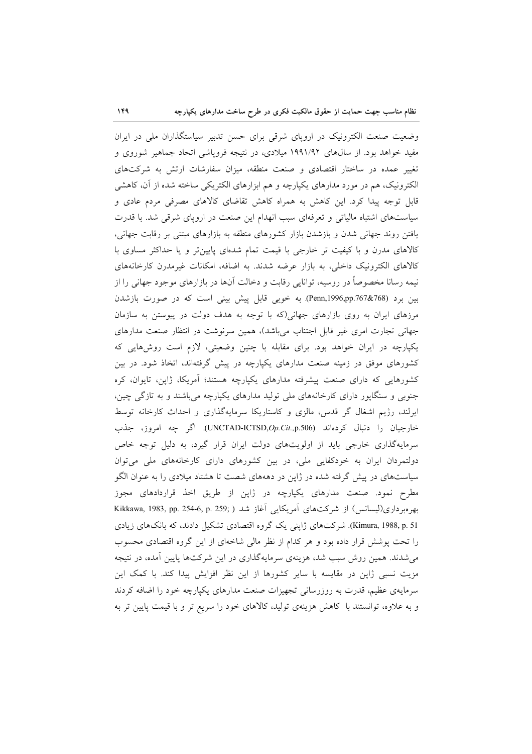وضعیت صنعت الکترونیک در اروپای شرقی برای حسن تدبیر سیاستگذاران ملی در ایران مفید خواهد بود. از سال‌های ۱۹۹۱/۹۲ میلادی، در نتیجه فروپاشی اتحاد جماهیر شوروی و تغییر عمده در ساختار اقتصادی و صنعت منطقه، میزان سفارشات ارتش به شرکت‌های الکترونیک، هم در مورد مدارهای یکپارچه و هم ابزارهای الکتریکی ساخته شده از آن، کاهشی قابل توجه پیدا کرد. این کاهش به همراه کاهش تقاضای کالاهای مصرفی مردم عادی و سیاست‌های اشتباه مالیاتی و تعرفه‌ای سبب انهدام این صنعت در اروپای شرقی شد. با قدرت یافتن روند جهانی شدن و بازشدن بازار کشورهای منطقه به بازارهای مبتنی بر رقابت جهانی، کالاهای مدرن و با کیفیت تر خارجی با قیمت تمام شده‌ای پایین‌تر و یا حداکثر مساوی با کالاهای الکترونیک داخلی، به بازار عرضه شدند. به اضافه، امکانات غیرمدرن کارخانه‌های نیمه رسانا مخصوصاً در روسیه، توانایی رقابت و دخالت آنها در بازارهای موجود جهانی را از بین برد (Penn,1996,pp.767&768). به خوبی قابل پیش بینی است که در صورت بازشدن مرزهای ایران به روی بازارهای جهانی(که با توجه به هدف دولت در پیوستن به سازمان جهانی تجارت امری غیر قابل اجتناب می‌باشد)، همین سرنوشت در انتظار صنعت مدارهای یکپارچه در ایران خواهد بود. برای مقابله با چنین وضعیتی، لازم است روش‌هایی که کشورهای موفق در زمینه صنعت مدارهای یکپارچه در پیش گرفته‌اند، اتخاذ شود. در بین کشورهایی که دارای صنعت پیشرفته مدارهای یکپارچه هستند؛ آمریکا، ژاپن، تایوان، کره جنوبی و سنگاپور دارای کارخانه‌های ملی تولید مدارهای یکپارچه می‌باشند و به تازگی چین، ایرلند، رژیم اشغال گر قدس، مالزی و کاستاریکا سرمایه‌گذاری و احداث کارخانه توسط خارجیان را دنبال کرده‌اند (UNCTAD-ICTSD,*Op.Cit.*,p.506). اگر چه امروز، جذب سرمایه‌گذاری خارجی باید از اولویت‌های دولت ایران قرار گیرد، به دلیل توجه خاص دولتمردان ایران به خودکفایی ملی، در بین کشورهای دارای کارخانه‌های ملی می‌توان سیاست‌های در پیش گرفته شده در ژاپن در دهه‌های شصت تا هشتاد میلادی را به عنوان الگو مطرح نمود. صنعت مدارهای یکپارچه در ژاپن از طریق اخذ قراردادهای مجوز بهره‌برداری(لیسانس) از شرکت‌های آمریکایی آغاز شد ( Kikkawa, 1983, pp. 254-6, p. 259; Kimura, 1988, p. 51). شرکت‌های ژاپنی یک گروه اقتصادی تشکیل دادند، که بانک‌های زیادی را تحت پوشش قرار داده بود و هر کدام از نظر مالی شاخه‌ای از این گروه اقتصادی محسوب می‌شدند. همین روش سبب شد، هزینه‌ی سرمایه‌گذاری در این شرکت‌ها پایین آمده، در نتیجه مزیت نسبی ژاپن در مقایسه با سایر کشورها از این نظر افزایش پیدا کند. با کمک این سرمایه‌ی عظیم، قدرت به روزرسانی تجهیزات صنعت مدارهای یکپارچه خود را اضافه کردند و به علاوه، توانستند با کاهش هزینه‌ی تولید، کالاهای خود را سریع تر و با قیمت پایین تر به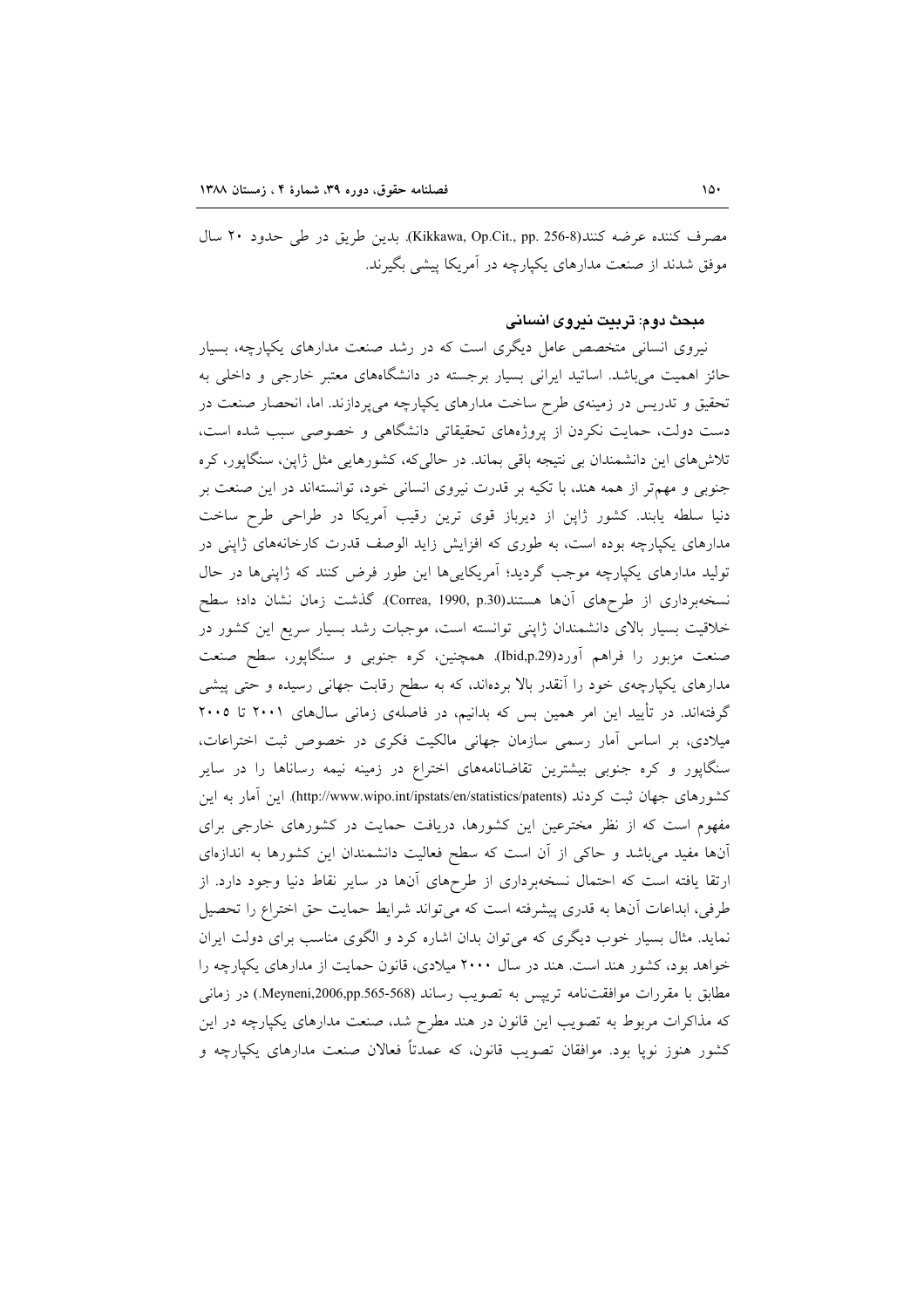مصرف کننده عرضه کنند(Kikkawa, Op.Cit., pp. 256-8). بدین طریق در طی حدود ۲۰ سال موفق شدند از صنعت مدارهای یکپارچه در آمریکا پیشی بگیرند.

### مبحث دوم: تربیت نیروی انسانی

نیروی انسانی متخصص عامل دیگری است که در رشد صنعت مدارهای یکپارچه، بسیار حائز اهمیت می‌باشد. اساتید ایرانی بسیار برجسته در دانشگاه‌های معتبر خارجی و داخلی به تحقیق و تدریس در زمینه‌ی طرح ساخت مدارهای یکپارچه می‌پردازند. اما، انحصار صنعت در دست دولت، حمایت نکردن از پروژه‌های تحقیقاتی دانشگاهی و خصوصی سبب شده است، تلاش‌های این دانشمندان بی نتیجه باقی بماند. در حالی‌که، کشورهایی مثل ژاپن، سنگاپور، کره جنوبی و مهم‌تر از همه هند، با تکیه بر قدرت نیروی انسانی خود، توانسته‌اند در این صنعت بر دنیا سلطه یابند. کشور ژاپن از دیرباز قوی ترین رقیب آمریکا در طراحی طرح ساخت مدارهای یکپارچه بوده است، به طوری که افزایش زاید الوصف قدرت کارخانه‌های ژاپنی در تولید مدارهای یکپارچه موجب گردید؛ آمریکایی‌ها این طور فرض کنند که ژاپنی‌ها در حال نسخه‌برداری از طرح‌های آن‌ها هستند(Correa, 1990, p.30). گذشت زمان نشان داد؛ سطح خلاقیت بسیار بالای دانشمندان ژاپنی توانسته است، موجبات رشد بسیار سریع این کشور در صنعت مزبور را فراهم آورد(Ibid,p.29). همچنین، کره جنوبی و سنگاپور، سطح صنعت مدارهای یکپارچه‌ی خود را آنقدر بالا برده‌اند، که به سطح رقابت جهانی رسیده و حتی پیشی گرفته‌اند. در تأیید این امر همین بس که بدانیم، در فاصله‌ی زمانی سال‌های ۲۰۰۱ تا ۲۰۰۵ میلادی، بر اساس آمار رسمی سازمان جهانی مالکیت فکری در خصوص ثبت اختراعات، سنگاپور و کره جنوبی بیشترین تقاضانامه‌های اختراع در زمینه نیمه رساناها را در سایر کشورهای جهان ثبت کردند (http://www.wipo.int/ipstats/en/statistics/patents). این آمار به این مفهوم است که از نظر مخترعین این کشورها، دریافت حمایت در کشورهای خارجی برای آن‌ها مفید می‌باشد و حاکی از آن است که سطح فعالیت دانشمندان این کشورها به اندازه‌ای ارتقا یافته است که احتمال نسخه‌برداری از طرح‌های آن‌ها در سایر نقاط دنیا وجود دارد. از طرفی، ابداعات آن‌ها به قدری پیشرفته است که می‌تواند شرایط حمایت حق اختراع را تحصیل نماید. مثال بسیار خوب دیگری که می‌توان بدان اشاره کرد و الگوی مناسب برای دولت ایران خواهد بود، کشور هند است. هند در سال ۲۰۰۰ میلادی، قانون حمایت از مدارهای یکپارچه را مطابق با مقررات موافقت‌نامه تریپس به تصویب رساند (Meyneni,2006,pp.565-568.) در زمانی که مذاکرات مربوط به تصویب این قانون در هند مطرح شد، صنعت مدارهای یکپارچه در این کشور هنوز نوپا بود. موافقان تصویب قانون، که عمدتاً فعالان صنعت مدارهای یکپارچه و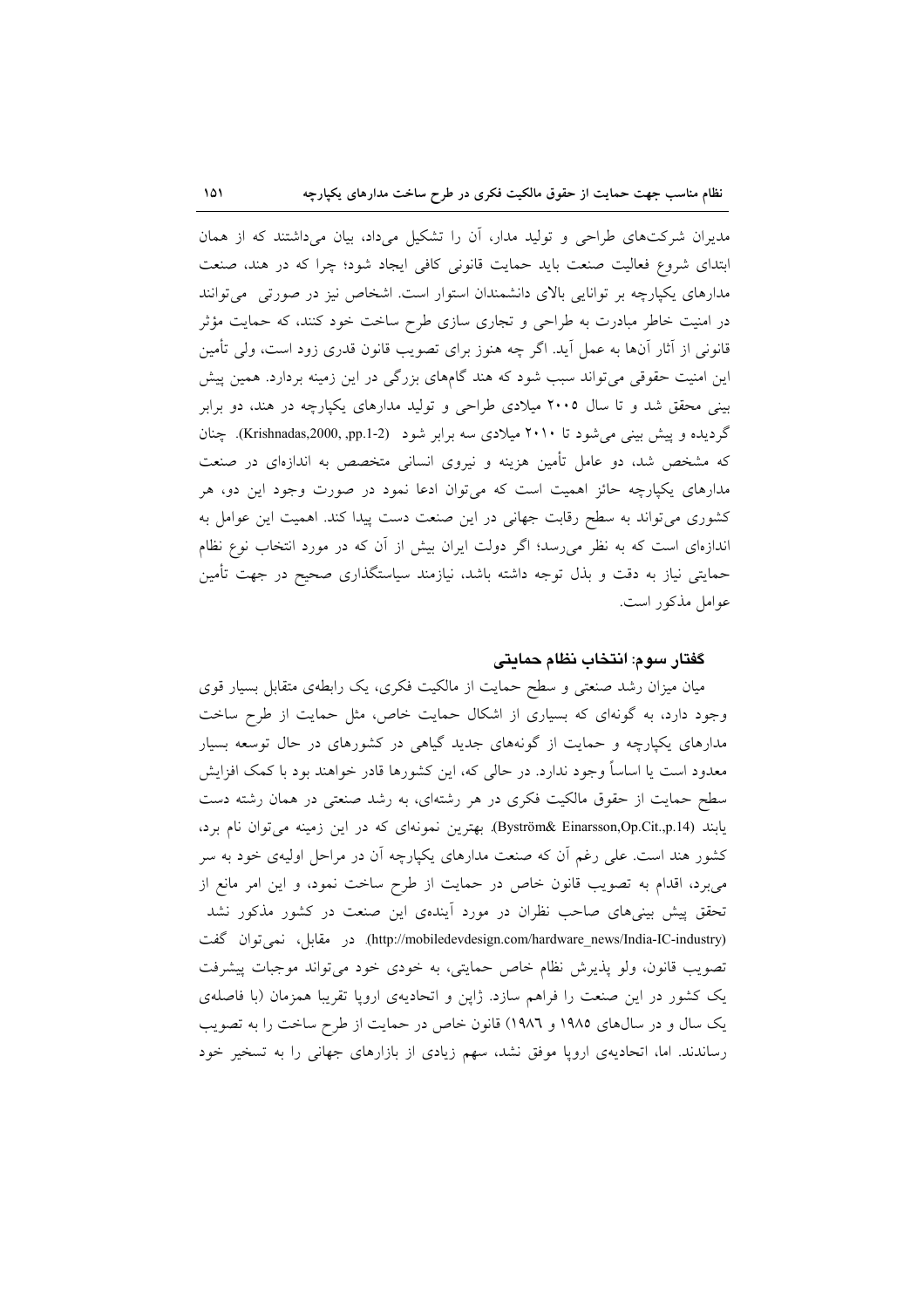مدیران شرکت‌های طراحی و تولید مدار، آن را تشکیل می‌داد، بیان می‌داشتند که از همان ابتدای شروع فعالیت صنعت باید حمایت قانونی کافی ایجاد شود؛ چرا که در هند، صنعت مدارهای یکپارچه بر توانایی بالای دانشمندان استوار است. اشخاص نیز در صورتی می‌توانند در امنیت خاطر مبادرت به طراحی و تجاری سازی طرح ساخت خود کنند، که حمایت مؤثر قانونی از آثار آن‌ها به عمل آید. اگر چه هنوز برای تصویب قانون قدری زود است، ولی تأمین این امنیت حقوقی می‌تواند سبب شود که هند گام‌های بزرگی در این زمینه بردارد. همین پیش بینی محقق شد و تا سال ۲۰۰۵ میلادی طراحی و تولید مدارهای یکپارچه در هند، دو برابر گردیده و پیش بینی می‌شود تا ۲۰۱۰ میلادی سه برابر شود (Krishnadas,2000, ,pp.1-2). چنان که مشخص شد، دو عامل تأمین هزینه و نیروی انسانی متخصص به اندازه‌ای در صنعت مدارهای یکپارچه حائز اهمیت است که می‌توان ادعا نمود در صورت وجود این دو، هر کشوری می‌تواند به سطح رقابت جهانی در این صنعت دست پیدا کند. اهمیت این عوامل به اندازه‌ای است که به نظر می‌رسد؛ اگر دولت ایران بیش از آن که در مورد انتخاب نوع نظام حمایتی نیاز به دقت و بذل توجه داشته باشد، نیازمند سیاستگذاری صحیح در جهت تأمین عوامل مذکور است.

### گفتار سوم: انتخاب نظام حمایتی

میان میزان رشد صنعتی و سطح حمایت از مالکیت فکری، یک رابطه‌ی متقابل بسیار قوی وجود دارد، به گونه‌ای که بسیاری از اشکال حمایت خاص، مثل حمایت از طرح ساخت مدارهای یکپارچه و حمایت از گونه‌های جدید گیاهی در کشورهای در حال توسعه بسیار معدود است یا اساساً وجود ندارد. در حالی که، این کشورها قادر خواهند بود با کمک افزایش سطح حمایت از حقوق مالکیت فکری در هر رشته‌ای، به رشد صنعتی در همان رشته دست یابند (Byström& Einarsson,Op.Cit.,p.14). بهترین نمونه‌ای که در این زمینه می‌توان نام برد، کشور هند است. علی رغم آن که صنعت مدارهای یکپارچه آن در مراحل اولیه‌ی خود به سر می‌برد، اقدام به تصویب قانون خاص در حمایت از طرح ساخت نمود، و این امر مانع از تحقق پیش بینی‌های صاحب نظران در مورد آینده‌ی این صنعت در کشور مذکور نشد (http://mobiledevdesign.com/hardware_news/India-IC-industry). در مقابل، نمی‌توان گفت تصویب قانون، ولو پذیرش نظام خاص حمایتی، به خودی خود می‌تواند موجبات پیشرفت یک کشور در این صنعت را فراهم سازد. ژاپن و اتحادیه‌ی اروپا تقریبا همزمان (با فاصله‌ی یک سال و در سال‌های ۱۹۸۵ و ۱۹۸٦) قانون خاص در حمایت از طرح ساخت را به تصویب رساندند. اما، اتحادیه‌ی اروپا موفق نشد، سهم زیادی از بازارهای جهانی را به تسخیر خود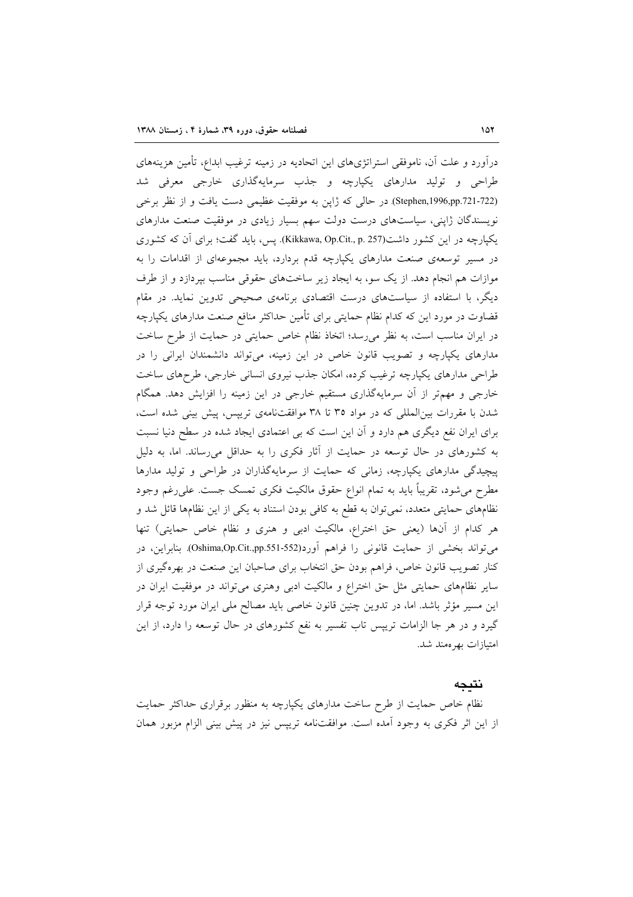درآورد و علت آن، ناموفقی استراتژی‌های این اتحادیه در زمینه ترغیب ابداع، تأمین هزینه‌های طراحی و تولید مدارهای یکپارچه و جذب سرمایه‌گذاری خارجی معرفی شد (Stephen,1996,pp.721-722). در حالی که ژاپن به موفقیت عظیمی دست یافت و از نظر برخی نویسندگان ژاپنی، سیاست‌های درست دولت سهم بسیار زیادی در موفقیت صنعت مدارهای یکپارچه در این کشور داشت(Kikkawa, Op.Cit., p. 257). پس، باید گفت؛ برای آن که کشوری در مسیر توسعه‌ی صنعت مدارهای یکپارچه قدم بردارد، باید مجموعه‌ای از اقدامات را به موازات هم انجام دهد. از یک سو، به ایجاد زیر ساخت‌های حقوقی مناسب بپردازد و از طرف دیگر، با استفاده از سیاست‌های درست اقتصادی برنامه‌ی صحیحی تدوین نماید. در مقام قضاوت در مورد این که کدام نظام حمایتی برای تأمین حداکثر منافع صنعت مدارهای یکپارچه در ایران مناسب است، به نظر می‌رسد؛ اتخاذ نظام خاص حمایتی در حمایت از طرح ساخت مدارهای یکپارچه و تصویب قانون خاص در این زمینه، می‌تواند دانشمندان ایرانی را در طراحی مدارهای یکپارچه ترغیب کرده، امکان جذب نیروی انسانی خارجی، طرح‌های ساخت خارجی و مهم‌تر از آن سرمایه‌گذاری مستقیم خارجی در این زمینه را افزایش دهد. همگام شدن با مقررات بین‌المللی که در مواد ۳۵ تا ۳۸ موافقت‌نامه‌ی تریپس، پیش بینی شده است، برای ایران نفع دیگری هم دارد و آن این است که بی اعتمادی ایجاد شده در سطح دنیا نسبت به کشورهای در حال توسعه در حمایت از آثار فکری را به حداقل می‌رساند. اما، به دلیل پیچیدگی مدارهای یکپارچه، زمانی که حمایت از سرمایه‌گذاران در طراحی و تولید مدارها مطرح می‌شود، تقریباً باید به تمام انواع حقوق مالکیت فکری تمسک جست. علی‌رغم وجود نظام‌های حمایتی متعدد، نمی‌توان به قطع به کافی بودن استناد به یکی از این نظام‌ها قائل شد و هر کدام از آن‌ها (یعنی حق اختراع، مالکیت ادبی و هنری و نظام خاص حمایتی) تنها می‌تواند بخشی از حمایت قانونی را فراهم آورد(Oshima,Op.Cit.,pp.551-552). بنابراین، در کنار تصویب قانون خاص، فراهم بودن حق انتخاب برای صاحبان این صنعت در بهره‌گیری از سایر نظام‌های حمایتی مثل حق اختراع و مالکیت ادبی وهنری می‌تواند در موفقیت ایران در این مسیر مؤثر باشد. اما، در تدوین چنین قانون خاصی باید مصالح ملی ایران مورد توجه قرار گیرد و در هر جا الزامات تریپس تاب تفسیر به نفع کشورهای در حال توسعه را دارد، از این امتیازات بهره‌مند شد.

## نتیجه

نظام خاص حمایت از طرح ساخت مدارهای یکپارچه به منظور برقراری حداکثر حمایت از این اثر فکری به وجود آمده است. موافقت‌نامه تریپس نیز در پیش بینی الزام مزبور همان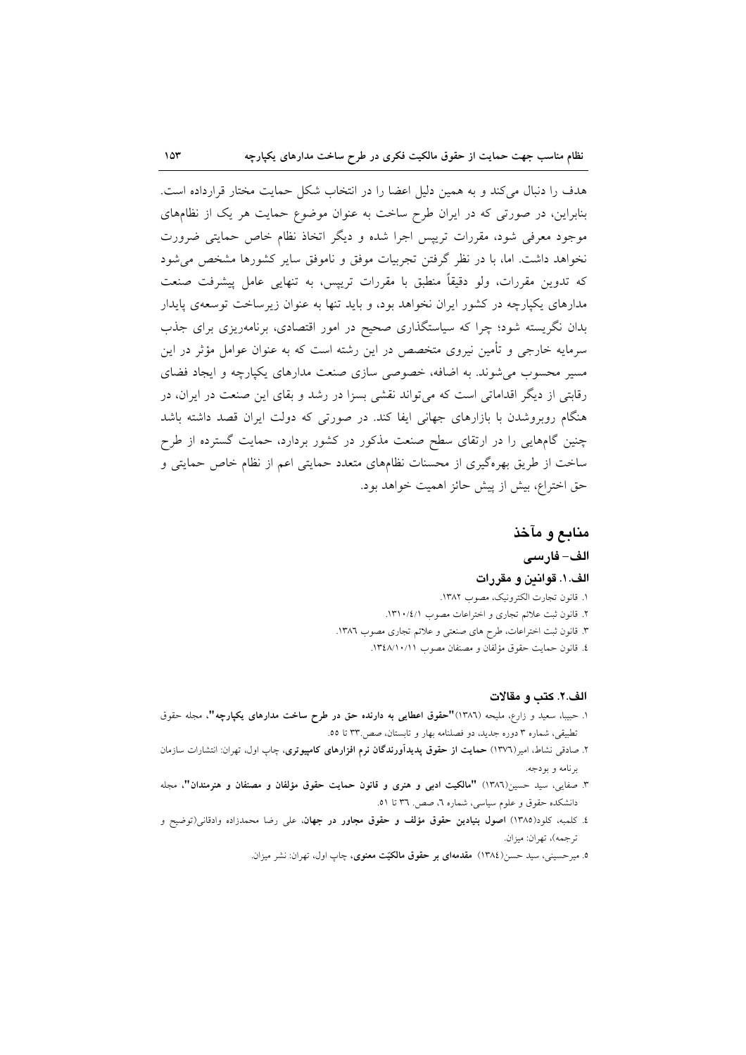هدف را دنبال می‌کند و به همین دلیل اعضا را در انتخاب شکل حمایت مختار قرارداده است. بنابراین، در صورتی که در ایران طرح ساخت به عنوان موضوع حمایت هر یک از نظام‌های موجود معرفی شود، مقررات تریپس اجرا شده و دیگر اتخاذ نظام خاص حمایتی ضرورت نخواهد داشت. اما، با در نظر گرفتن تجربیات موفق و ناموفق سایر کشورها مشخص می‌شود که تدوین مقررات، ولو دقیقاً منطبق با مقررات تریپس، به تنهایی عامل پیشرفت صنعت مدارهای یکپارچه در کشور ایران نخواهد بود، و باید تنها به عنوان زیرساخت توسعه‌ی پایدار بدان نگریسته شود؛ چرا که سیاستگذاری صحیح در امور اقتصادی، برنامه‌ریزی برای جذب سرمایه خارجی و تأمین نیروی متخصص در این رشته است که به عنوان عوامل مؤثر در این مسیر محسوب می‌شوند. به اضافه، خصوصی سازی صنعت مدارهای یکپارچه و ایجاد فضای رقابتی از دیگر اقداماتی است که می‌تواند نقشی بسزا در رشد و بقای این صنعت در ایران، در هنگام روبروشدن با بازارهای جهانی ایفا کند. در صورتی که دولت ایران قصد داشته باشد چنین گام‌هایی را در ارتقای سطح صنعت مذکور در کشور بردارد، حمایت گسترده از طرح ساخت از طریق بهره‌گیری از محسنات نظام‌های متعدد حمایتی اعم از نظام خاص حمایتی و حق اختراع، بیش از پیش حائز اهمیت خواهد بود.

## منابع و مآخذ

### الف- فارسی

#### الف.۱. قوانین و مقررات

۱. قانون تجارت الکترونیک، مصوب ۱۳۸۲.
۲. قانون ثبت علائم تجاری و اختراعات مصوب ۱۳۱۰/٤/۱.
۳. قانون ثبت اختراعات، طرح های صنعتی و علائم تجاری مصوب ۱۳۸٦.
٤. قانون حمایت حقوق مؤلفان و مصنفان مصوب ۱۳٤۸/۱۰/۱۱.

#### الف.۲. کتب و مقالات

۱. حبیبا، سعید و زارع، ملیحه (۱۳۸٦)**"حقوق اعطایی به دارنده حق در طرح ساخت مدارهای یکپارچه"**، مجله حقوق تطبیقی، شماره ۳ دوره جدید، دو فصلنامه بهار و تابستان، صص.۳۳ تا ۵۵.
۲. صادقی نشاط، امیر(۱۳۷٦) **حمایت از حقوق پدیدآورندگان نرم افزارهای کامپیوتری**، چاپ اول، تهران: انتشارات سازمان برنامه و بودجه.
۳. صفایی، سید حسین(۱۳۸٦) **"مالکیت ادبی و هنری و قانون حمایت حقوق مؤلفان و مصنفان و هنرمندان"**، مجله دانشکده حقوق و علوم سیاسی، شماره ٦، صص. ۳٦ تا ۵۱.
٤. کلمبه، کلود(۱۳۸۵) **اصول بنیادین حقوق مؤلف و حقوق مجاور در جهان**، علی رضا محمدزاده وادقانی(توضیح و ترجمه)، تهران: میزان.
۵. میرحسینی، سید حسن(۱۳۸٤) **مقدمه‌ای بر حقوق مالکیّت معنوی**، چاپ اول، تهران: نشر میزان.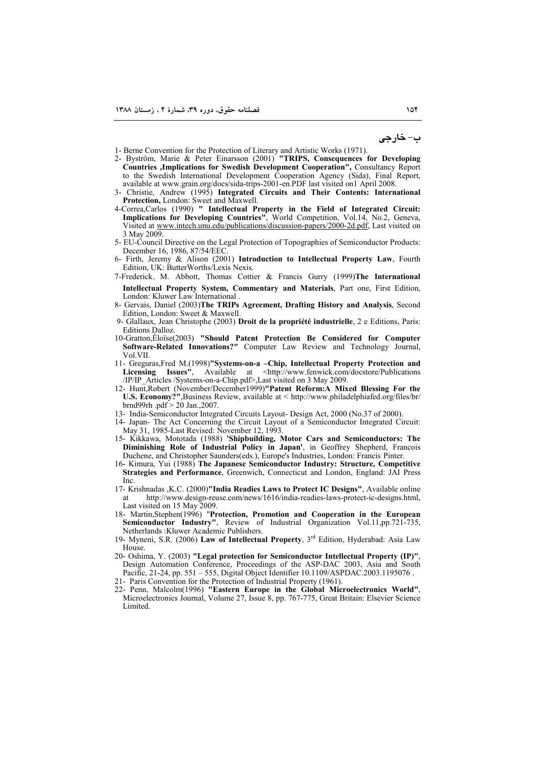## ب- خارجی

1- Berne Convention for the Protection of Literary and Artistic Works (1971).

2- Byström, Marie & Peter Einarsson (2001) **"TRIPS, Consequences for Developing Countries ,Implications for Swedish Development Cooperation",** Consultancy Report to the Swedish International Development Cooperation Agency (Sida), Final Report, available at www.grain.org/docs/sida-trips-2001-en.PDF last visited on1 April 2008.

3- Christie, Andrew (1995) **Integrated Circuits and Their Contents: International Protection,** London: Sweet and Maxwell.

4-Correa,Carlos (1990) **" Intellectual Property in the Field of Integrated Circuit: Implications for Developing Countries"**, World Competition, Vol.14, No.2, Geneva, Visited at www.intech.unu.edu/publications/discussion-papers/2000-2d.pdf, Last visited on 3 May 2009.

5- EU-Council Directive on the Legal Protection of Topographies of Semiconductor Products: December 16, 1986, 87/54/EEC.

6- Firth, Jeremy & Alison (2001) **Introduction to Intellectual Property Law**, Fourth Edition, UK: ButterWorths/Lexis Nexis.

7-Frederick、M. Abbott, Thomas Cottier & Francis Gurry (1999)**The International Intellectual Property System, Commentary and Materials**, Part one, First Edition, London: Kluwer Law International .

8- Gervais, Daniel (2003)**The TRIPs Agreement, Drafting History and Analysis**, Second Edition, London: Sweet & Maxwell.

9- Glallaux, Jean Christophe (2003) **Droit de la propriété industrielle**, 2 e Editions, Paris: Editions Dalloz.

10-Gratton,Éloïse(2003) **"Should Patent Protection Be Considered for Computer Software-Related Innovations?"** Computer Law Review and Technology Journal, Vol.VII.

11- Greguras,Fred M.(1998)**"Systems-on-a –Chip, Intellectual Property Protection and Licensing Issues"**, Available at <http://www.fenwick.com/docstore/Publications /IP/IP_Articles /Systems-on-a-Chip.pdf>,Last visited on 3 May 2009.

12- Hunt,Robert (November/December1999)**"Patent Reform:A Mixed Blessing For the U.S. Economy?"**,Business Review, available at < http://www.philadelphiafed.org/files/br/ brnd99rh .pdf > 20 Jan.,2007.

13- India-Semiconductor Integrated Circuits Layout- Design Act, 2000 (No.37 of 2000).

14- Japan- The Act Concerning the Circuit Layout of a Semiconductor Integrated Circuit: May 31, 1985-Last Revised: November 12, 1993.

15- Kikkawa, Mototada (1988) **'Shipbuilding, Motor Cars and Semiconductors: The Diminishing Role of Industrial Policy in Japan'**, in Geoffrey Shepherd, Francois Duchene, and Christopher Saunders(eds.), Europe's Industries, London: Francis Pinter.

16- Kimura, Yui (1988) **The Japanese Semiconductor Industry: Structure, Competitive Strategies and Performance**, Greenwich, Connecticut and London, England: JAI Press Inc.

17- Krishnadas ,K.C. (2000)**"India Readies Laws to Protect IC Designs"**, Available online at http://www.design-reuse.com/news/1616/india-readies-laws-protect-ic-designs.html, Last visited on 15 May 2009.

18- Martin,Stephen(1996) "**Protection, Promotion and Cooperation in the European Semiconductor Industry"**, Review of Industrial Organization Vol.11,pp.721-735, Netherlands :Kluwer Academic Publishers.

19- Myneni, S.R. (2006) **Law of Intellectual Property**, 3rd Edition, Hyderabad: Asia Law House.

20- Oshima, Y. (2003) **"Legal protection for Semiconductor Intellectual Property (IP)"**, Design Automation Conference, Proceedings of the ASP-DAC 2003, Asia and South Pacific, 21-24, pp. 551 – 555, Digital Object Identifier 10.1109/ASPDAC.2003.1195076 .

21- Paris Convention for the Protection of Industrial Property (1961).

22- Penn, Malcolm(1996) **"Eastern Europe in the Global Microelectronics World"**, Microelectronics Journal, Volume 27, Issue 8, pp. 767-775, Great Britain: Elsevier Science Limited.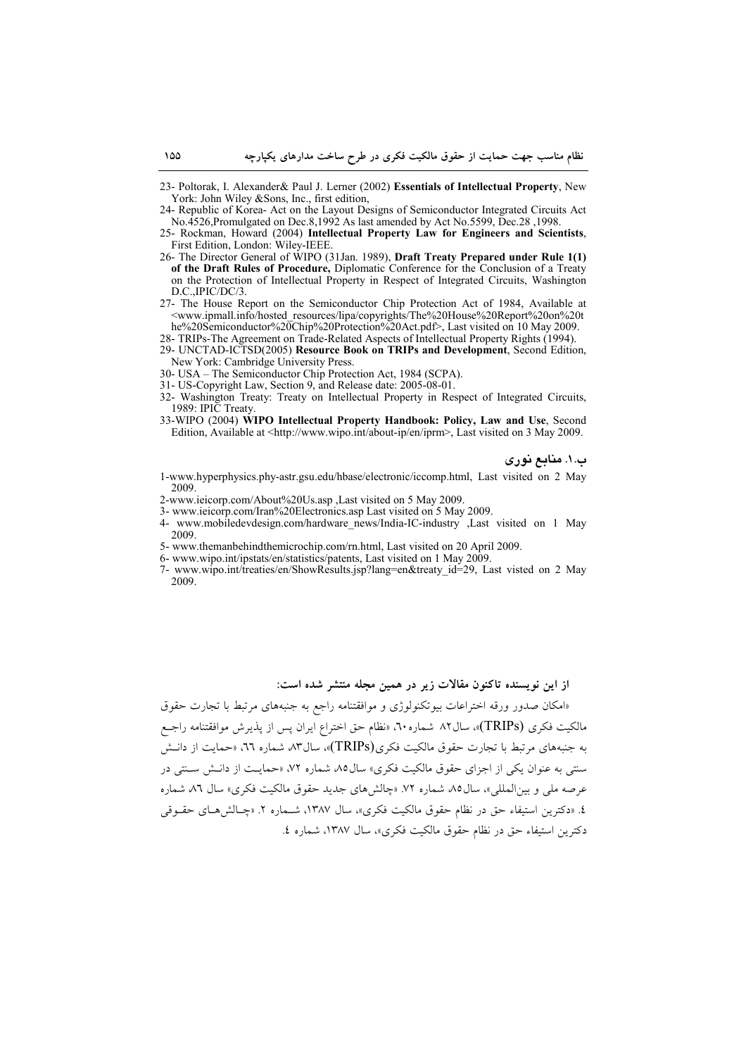23- Poltorak, I. Alexander& Paul J. Lerner (2002) **Essentials of Intellectual Property**, New York: John Wiley &Sons, Inc., first edition,

24- Republic of Korea- Act on the Layout Designs of Semiconductor Integrated Circuits Act No.4526,Promulgated on Dec.8,1992 As last amended by Act No.5599, Dec.28 ,1998.

25- Rockman, Howard (2004) **Intellectual Property Law for Engineers and Scientists**, First Edition, London: Wiley-IEEE.

26- The Director General of WIPO (31Jan. 1989), **Draft Treaty Prepared under Rule 1(1) of the Draft Rules of Procedure,** Diplomatic Conference for the Conclusion of a Treaty on the Protection of Intellectual Property in Respect of Integrated Circuits, Washington D.C.,IPIC/DC/3.

27- The House Report on the Semiconductor Chip Protection Act of 1984, Available at <www.ipmall.info/hosted_resources/lipa/copyrights/The%20House%20Report%20on%20the%20Semiconductor%20Chip%20Protection%20Act.pdf>, Last visited on 10 May 2009.

28- TRIPs-The Agreement on Trade-Related Aspects of Intellectual Property Rights (1994).

29- UNCTAD-ICTSD(2005) **Resource Book on TRIPs and Development**, Second Edition, New York: Cambridge University Press.

30- USA – The Semiconductor Chip Protection Act, 1984 (SCPA).

31- US-Copyright Law, Section 9, and Release date: 2005-08-01.

32- Washington Treaty: Treaty on Intellectual Property in Respect of Integrated Circuits, 1989: IPIC Treaty.

33-WIPO (2004) **WIPO Intellectual Property Handbook: Policy, Law and Use**, Second Edition, Available at <http://www.wipo.int/about-ip/en/iprm>, Last visited on 3 May 2009.

### ب.۱. منابع نوری

1-www.hyperphysics.phy-astr.gsu.edu/hbase/electronic/iccomp.html, Last visited on 2 May 2009.

2-www.ieicorp.com/About%20Us.asp ,Last visited on 5 May 2009.

3- www.ieicorp.com/Iran%20Electronics.asp Last visited on 5 May 2009.

4- www.mobiledevdesign.com/hardware_news/India-IC-industry ,Last visited on 1 May 2009.

5- www.themanbehindthemicrochip.com/rn.html, Last visited on 20 April 2009.

6- www.wipo.int/ipstats/en/statistics/patents, Last visited on 1 May 2009.

7- www.wipo.int/treaties/en/ShowResults.jsp?lang=en&treaty_id=29, Last visted on 2 May 2009.

**از این نویسنده تاکنون مقالات زیر در همین مجله منتشر شده است:**

«امکان صدور ورقه اختراعات بیوتکنولوژی و موافقتنامه راجع به جنبه‌های مرتبط با تجارت حقوق مالکیت فکری (TRIPs)»، سال۸۲ شماره ۶۰، «نظام حق اختراع ایران پس از پذیرش موافقتنامه راجع به جنبه‌های مرتبط با تجارت حقوق مالکیت فکری(TRIPs)»، سال۸۳ شماره ۶۶، «حمایت از دانش سنتی به عنوان یکی از اجزای حقوق مالکیت فکری» سال۸۵، شماره ۷۲، «حمایت از دانش سنتی در عرصه ملی و بین‌المللی»، سال۸۵ شماره ۷۲. «چالش‌های جدید حقوق مالکیت فکری» سال ۸۶ شماره ٤. «دکترین استیفاء حق در نظام حقوق مالکیت فکری»، سال ۱۳۸۷، شماره ۲. «چالش‌های حقوقی دکترین استیفاء حق در نظام حقوق مالکیت فکری»، سال ۱۳۸۷، شماره ٤.